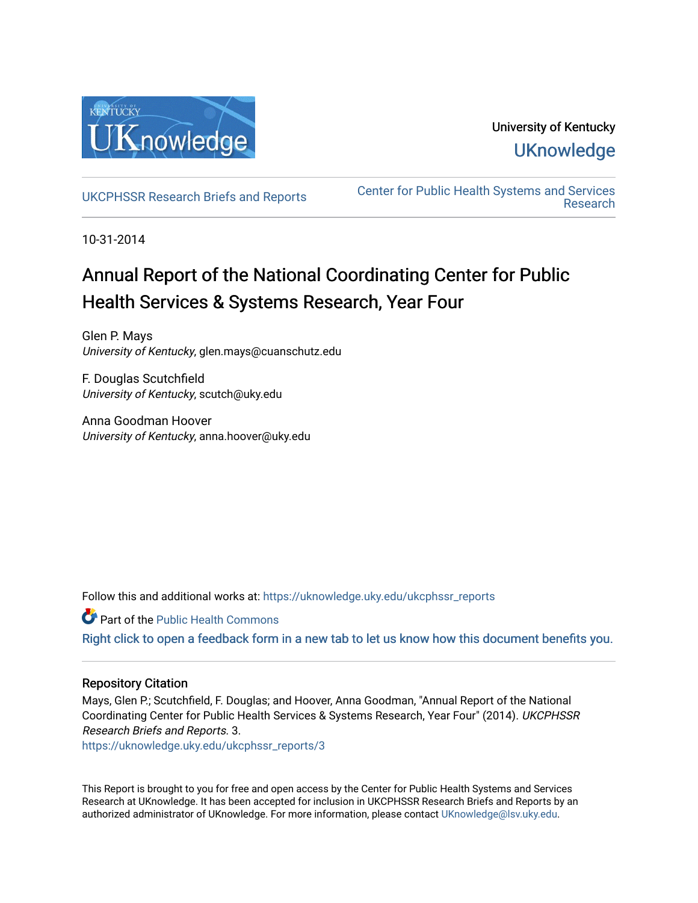University of Kentucky
UKnowledge

UKCPHSSR Research Briefs and Reports

Center for Public Health Systems and Services Research

10-31-2014

# Annual Report of the National Coordinating Center for Public Health Services & Systems Research, Year Four

Glen P. Mays
*University of Kentucky*, glen.mays@cuanschutz.edu

F. Douglas Scutchfield
*University of Kentucky*, scutch@uky.edu

Anna Goodman Hoover
*University of Kentucky*, anna.hoover@uky.edu

Follow this and additional works at: https://uknowledge.uky.edu/ukcphssr_reports

Part of the Public Health Commons

Right click to open a feedback form in a new tab to let us know how this document benefits you.

## Repository Citation

Mays, Glen P.; Scutchfield, F. Douglas; and Hoover, Anna Goodman, "Annual Report of the National Coordinating Center for Public Health Services & Systems Research, Year Four" (2014). *UKCPHSSR Research Briefs and Reports*. 3.
https://uknowledge.uky.edu/ukcphssr_reports/3

This Report is brought to you for free and open access by the Center for Public Health Systems and Services Research at UKnowledge. It has been accepted for inclusion in UKCPHSSR Research Briefs and Reports by an authorized administrator of UKnowledge. For more information, please contact UKnowledge@lsv.uky.edu.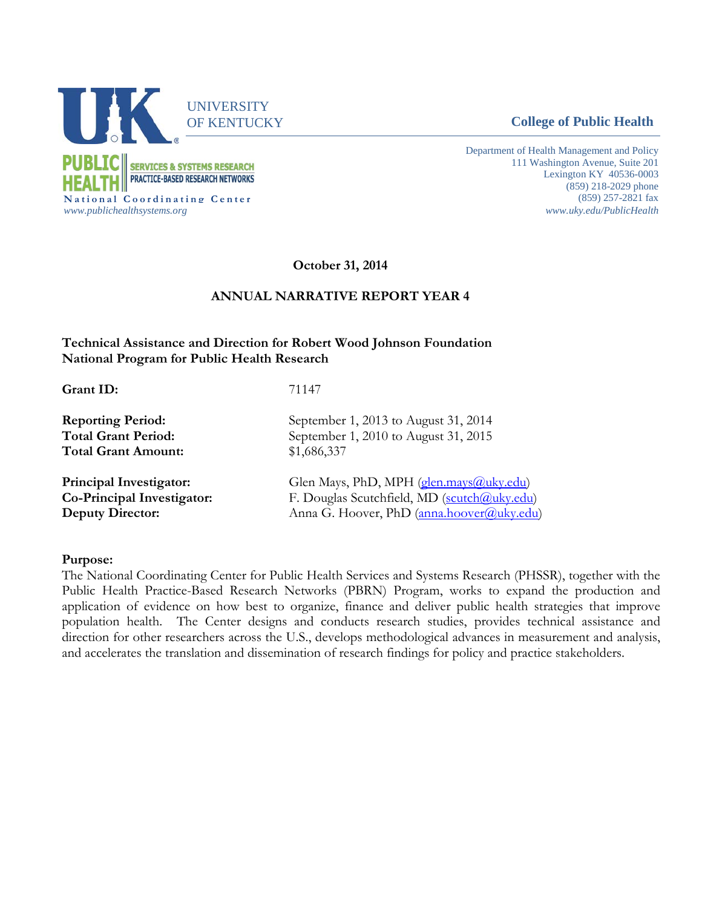UNIVERSITY OF KENTUCKY

**College of Public Health**

PUBLIC HEALTH SERVICES & SYSTEMS RESEARCH PRACTICE-BASED RESEARCH NETWORKS
National Coordinating Center
*www.publichealthsystems.org*

Department of Health Management and Policy
111 Washington Avenue, Suite 201
Lexington KY 40536-0003
(859) 218-2029 phone
(859) 257-2821 fax
*www.uky.edu/PublicHealth*

**October 31, 2014**

**ANNUAL NARRATIVE REPORT YEAR 4**

**Technical Assistance and Direction for Robert Wood Johnson Foundation National Program for Public Health Research**

**Grant ID:** 71147

**Reporting Period:** September 1, 2013 to August 31, 2014
**Total Grant Period:** September 1, 2010 to August 31, 2015
**Total Grant Amount:** $1,686,337

**Principal Investigator:** Glen Mays, PhD, MPH (glen.mays@uky.edu)
**Co-Principal Investigator:** F. Douglas Scutchfield, MD (scutch@uky.edu)
**Deputy Director:** Anna G. Hoover, PhD (anna.hoover@uky.edu)

**Purpose:**
The National Coordinating Center for Public Health Services and Systems Research (PHSSR), together with the Public Health Practice-Based Research Networks (PBRN) Program, works to expand the production and application of evidence on how best to organize, finance and deliver public health strategies that improve population health. The Center designs and conducts research studies, provides technical assistance and direction for other researchers across the U.S., develops methodological advances in measurement and analysis, and accelerates the translation and dissemination of research findings for policy and practice stakeholders.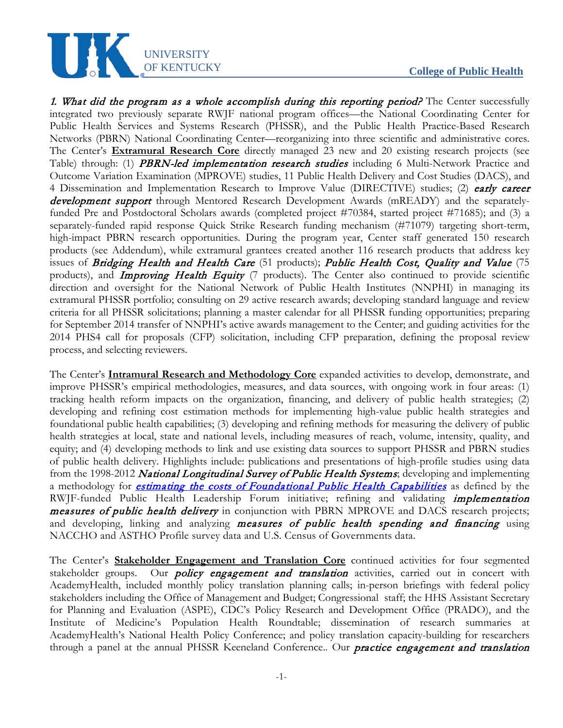*1. What did the program as a whole accomplish during this reporting period?* The Center successfully integrated two previously separate RWJF national program offices—the National Coordinating Center for Public Health Services and Systems Research (PHSSR), and the Public Health Practice-Based Research Networks (PBRN) National Coordinating Center—reorganizing into three scientific and administrative cores. The Center's **Extramural Research Core** directly managed 23 new and 20 existing research projects (see Table) through: (1) ***PBRN-led implementation research studies*** including 6 Multi-Network Practice and Outcome Variation Examination (MPROVE) studies, 11 Public Health Delivery and Cost Studies (DACS), and 4 Dissemination and Implementation Research to Improve Value (DIRECTIVE) studies; (2) ***early career development support*** through Mentored Research Development Awards (mREADY) and the separately-funded Pre and Postdoctoral Scholars awards (completed project #70384, started project #71685); and (3) a separately-funded rapid response Quick Strike Research funding mechanism (#71079) targeting short-term, high-impact PBRN research opportunities. During the program year, Center staff generated 150 research products (see Addendum), while extramural grantees created another 116 research products that address key issues of ***Bridging Health and Health Care*** (51 products); ***Public Health Cost, Quality and Value*** (75 products), and ***Improving Health Equity*** (7 products). The Center also continued to provide scientific direction and oversight for the National Network of Public Health Institutes (NNPHI) in managing its extramural PHSSR portfolio; consulting on 29 active research awards; developing standard language and review criteria for all PHSSR solicitations; planning a master calendar for all PHSSR funding opportunities; preparing for September 2014 transfer of NNPHI's active awards management to the Center; and guiding activities for the 2014 PHS4 call for proposals (CFP) solicitation, including CFP preparation, defining the proposal review process, and selecting reviewers.

The Center's **Intramural Research and Methodology Core** expanded activities to develop, demonstrate, and improve PHSSR's empirical methodologies, measures, and data sources, with ongoing work in four areas: (1) tracking health reform impacts on the organization, financing, and delivery of public health strategies; (2) developing and refining cost estimation methods for implementing high-value public health strategies and foundational public health capabilities; (3) developing and refining methods for measuring the delivery of public health strategies at local, state and national levels, including measures of reach, volume, intensity, quality, and equity; and (4) developing methods to link and use existing data sources to support PHSSR and PBRN studies of public health delivery. Highlights include: publications and presentations of high-profile studies using data from the 1998-2012 ***National Longitudinal Survey of Public Health Systems***; developing and implementing a methodology for ***estimating the costs of Foundational Public Health Capabilities*** as defined by the RWJF-funded Public Health Leadership Forum initiative; refining and validating ***implementation measures of public health delivery*** in conjunction with PBRN MPROVE and DACS research projects; and developing, linking and analyzing ***measures of public health spending and financing*** using NACCHO and ASTHO Profile survey data and U.S. Census of Governments data.

The Center's **Stakeholder Engagement and Translation Core** continued activities for four segmented stakeholder groups. Our ***policy engagement and translation*** activities, carried out in concert with AcademyHealth, included monthly policy translation planning calls; in-person briefings with federal policy stakeholders including the Office of Management and Budget; Congressional staff; the HHS Assistant Secretary for Planning and Evaluation (ASPE), CDC's Policy Research and Development Office (PRADO), and the Institute of Medicine's Population Health Roundtable; dissemination of research summaries at AcademyHealth's National Health Policy Conference; and policy translation capacity-building for researchers through a panel at the annual PHSSR Keeneland Conference.. Our ***practice engagement and translation***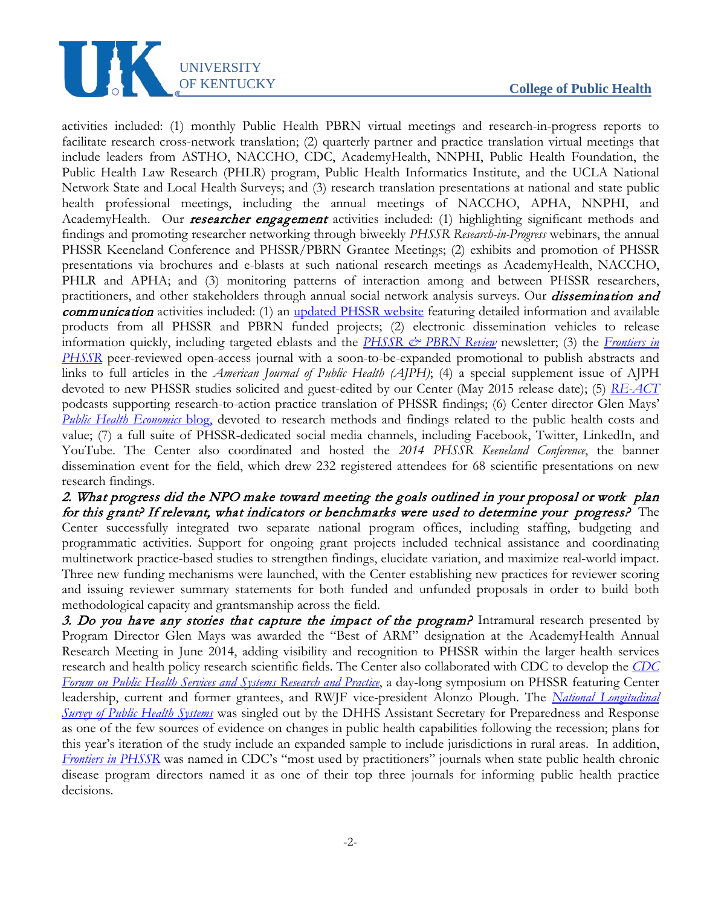activities included: (1) monthly Public Health PBRN virtual meetings and research-in-progress reports to facilitate research cross-network translation; (2) quarterly partner and practice translation virtual meetings that include leaders from ASTHO, NACCHO, CDC, AcademyHealth, NNPHI, Public Health Foundation, the Public Health Law Research (PHLR) program, Public Health Informatics Institute, and the UCLA National Network State and Local Health Surveys; and (3) research translation presentations at national and state public health professional meetings, including the annual meetings of NACCHO, APHA, NNPHI, and AcademyHealth. Our ***researcher engagement*** activities included: (1) highlighting significant methods and findings and promoting researcher networking through biweekly *PHSSR Research-in-Progress* webinars, the annual PHSSR Keeneland Conference and PHSSR/PBRN Grantee Meetings; (2) exhibits and promotion of PHSSR presentations via brochures and e-blasts at such national research meetings as AcademyHealth, NACCHO, PHLR and APHA; and (3) monitoring patterns of interaction among and between PHSSR researchers, practitioners, and other stakeholders through annual social network analysis surveys. Our ***dissemination and communication*** activities included: (1) an updated PHSSR website featuring detailed information and available products from all PHSSR and PBRN funded projects; (2) electronic dissemination vehicles to release information quickly, including targeted eblasts and the *PHSSR & PBRN Review* newsletter; (3) the *Frontiers in PHSSR* peer-reviewed open-access journal with a soon-to-be-expanded promotional to publish abstracts and links to full articles in the *American Journal of Public Health (AJPH)*; (4) a special supplement issue of AJPH devoted to new PHSSR studies solicited and guest-edited by our Center (May 2015 release date); (5) RE-ACT podcasts supporting research-to-action practice translation of PHSSR findings; (6) Center director Glen Mays' *Public Health Economics* blog, devoted to research methods and findings related to the public health costs and value; (7) a full suite of PHSSR-dedicated social media channels, including Facebook, Twitter, LinkedIn, and YouTube. The Center also coordinated and hosted the *2014 PHSSR Keeneland Conference*, the banner dissemination event for the field, which drew 232 registered attendees for 68 scientific presentations on new research findings.

***2. What progress did the NPO make toward meeting the goals outlined in your proposal or work plan for this grant? If relevant, what indicators or benchmarks were used to determine your progress?*** The Center successfully integrated two separate national program offices, including staffing, budgeting and programmatic activities. Support for ongoing grant projects included technical assistance and coordinating multinetwork practice-based studies to strengthen findings, elucidate variation, and maximize real-world impact. Three new funding mechanisms were launched, with the Center establishing new practices for reviewer scoring and issuing reviewer summary statements for both funded and unfunded proposals in order to build both methodological capacity and grantsmanship across the field.

***3. Do you have any stories that capture the impact of the program?*** Intramural research presented by Program Director Glen Mays was awarded the "Best of ARM" designation at the AcademyHealth Annual Research Meeting in June 2014, adding visibility and recognition to PHSSR within the larger health services research and health policy research scientific fields. The Center also collaborated with CDC to develop the *CDC Forum on Public Health Services and Systems Research and Practice*, a day-long symposium on PHSSR featuring Center leadership, current and former grantees, and RWJF vice-president Alonzo Plough. The *National Longitudinal Survey of Public Health Systems* was singled out by the DHHS Assistant Secretary for Preparedness and Response as one of the few sources of evidence on changes in public health capabilities following the recession; plans for this year's iteration of the study include an expanded sample to include jurisdictions in rural areas. In addition, *Frontiers in PHSSR* was named in CDC's "most used by practitioners" journals when state public health chronic disease program directors named it as one of their top three journals for informing public health practice decisions.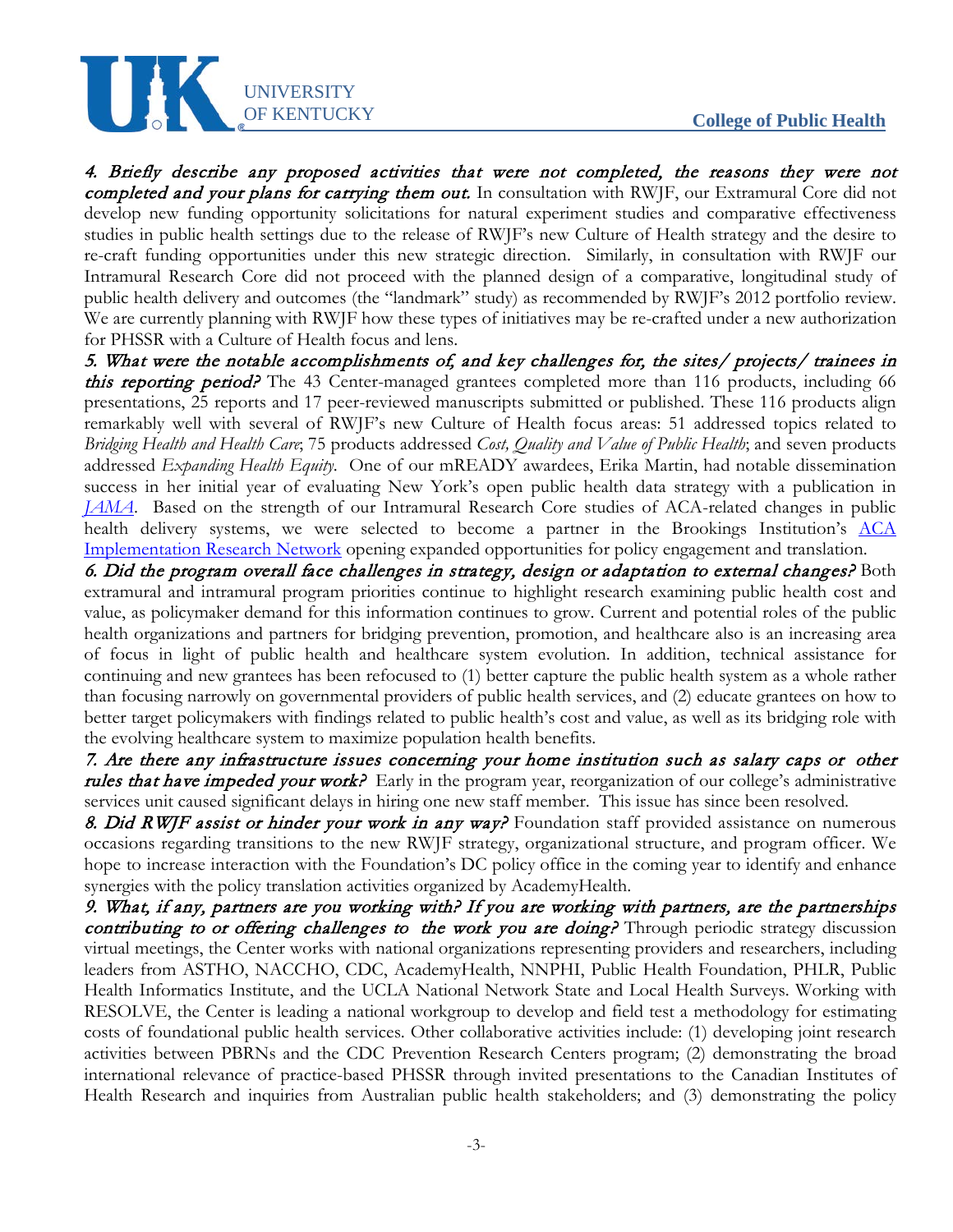*4. Briefly describe any proposed activities that were not completed, the reasons they were not completed and your plans for carrying them out.* In consultation with RWJF, our Extramural Core did not develop new funding opportunity solicitations for natural experiment studies and comparative effectiveness studies in public health settings due to the release of RWJF's new Culture of Health strategy and the desire to re-craft funding opportunities under this new strategic direction. Similarly, in consultation with RWJF our Intramural Research Core did not proceed with the planned design of a comparative, longitudinal study of public health delivery and outcomes (the "landmark" study) as recommended by RWJF's 2012 portfolio review. We are currently planning with RWJF how these types of initiatives may be re-crafted under a new authorization for PHSSR with a Culture of Health focus and lens.

*5. What were the notable accomplishments of, and key challenges for, the sites/ projects/ trainees in this reporting period?* The 43 Center-managed grantees completed more than 116 products, including 66 presentations, 25 reports and 17 peer-reviewed manuscripts submitted or published. These 116 products align remarkably well with several of RWJF's new Culture of Health focus areas: 51 addressed topics related to *Bridging Health and Health Care*; 75 products addressed *Cost, Quality and Value of Public Health*; and seven products addressed *Expanding Health Equity*. One of our mREADY awardees, Erika Martin, had notable dissemination success in her initial year of evaluating New York's open public health data strategy with a publication in *JAMA*. Based on the strength of our Intramural Research Core studies of ACA-related changes in public health delivery systems, we were selected to become a partner in the Brookings Institution's ACA Implementation Research Network opening expanded opportunities for policy engagement and translation.

*6. Did the program overall face challenges in strategy, design or adaptation to external changes?* Both extramural and intramural program priorities continue to highlight research examining public health cost and value, as policymaker demand for this information continues to grow. Current and potential roles of the public health organizations and partners for bridging prevention, promotion, and healthcare also is an increasing area of focus in light of public health and healthcare system evolution. In addition, technical assistance for continuing and new grantees has been refocused to (1) better capture the public health system as a whole rather than focusing narrowly on governmental providers of public health services, and (2) educate grantees on how to better target policymakers with findings related to public health's cost and value, as well as its bridging role with the evolving healthcare system to maximize population health benefits.

*7. Are there any infrastructure issues concerning your home institution such as salary caps or other rules that have impeded your work?* Early in the program year, reorganization of our college's administrative services unit caused significant delays in hiring one new staff member. This issue has since been resolved.

*8. Did RWJF assist or hinder your work in any way?* Foundation staff provided assistance on numerous occasions regarding transitions to the new RWJF strategy, organizational structure, and program officer. We hope to increase interaction with the Foundation's DC policy office in the coming year to identify and enhance synergies with the policy translation activities organized by AcademyHealth.

*9. What, if any, partners are you working with? If you are working with partners, are the partnerships contributing to or offering challenges to the work you are doing?* Through periodic strategy discussion virtual meetings, the Center works with national organizations representing providers and researchers, including leaders from ASTHO, NACCHO, CDC, AcademyHealth, NNPHI, Public Health Foundation, PHLR, Public Health Informatics Institute, and the UCLA National Network State and Local Health Surveys. Working with RESOLVE, the Center is leading a national workgroup to develop and field test a methodology for estimating costs of foundational public health services. Other collaborative activities include: (1) developing joint research activities between PBRNs and the CDC Prevention Research Centers program; (2) demonstrating the broad international relevance of practice-based PHSSR through invited presentations to the Canadian Institutes of Health Research and inquiries from Australian public health stakeholders; and (3) demonstrating the policy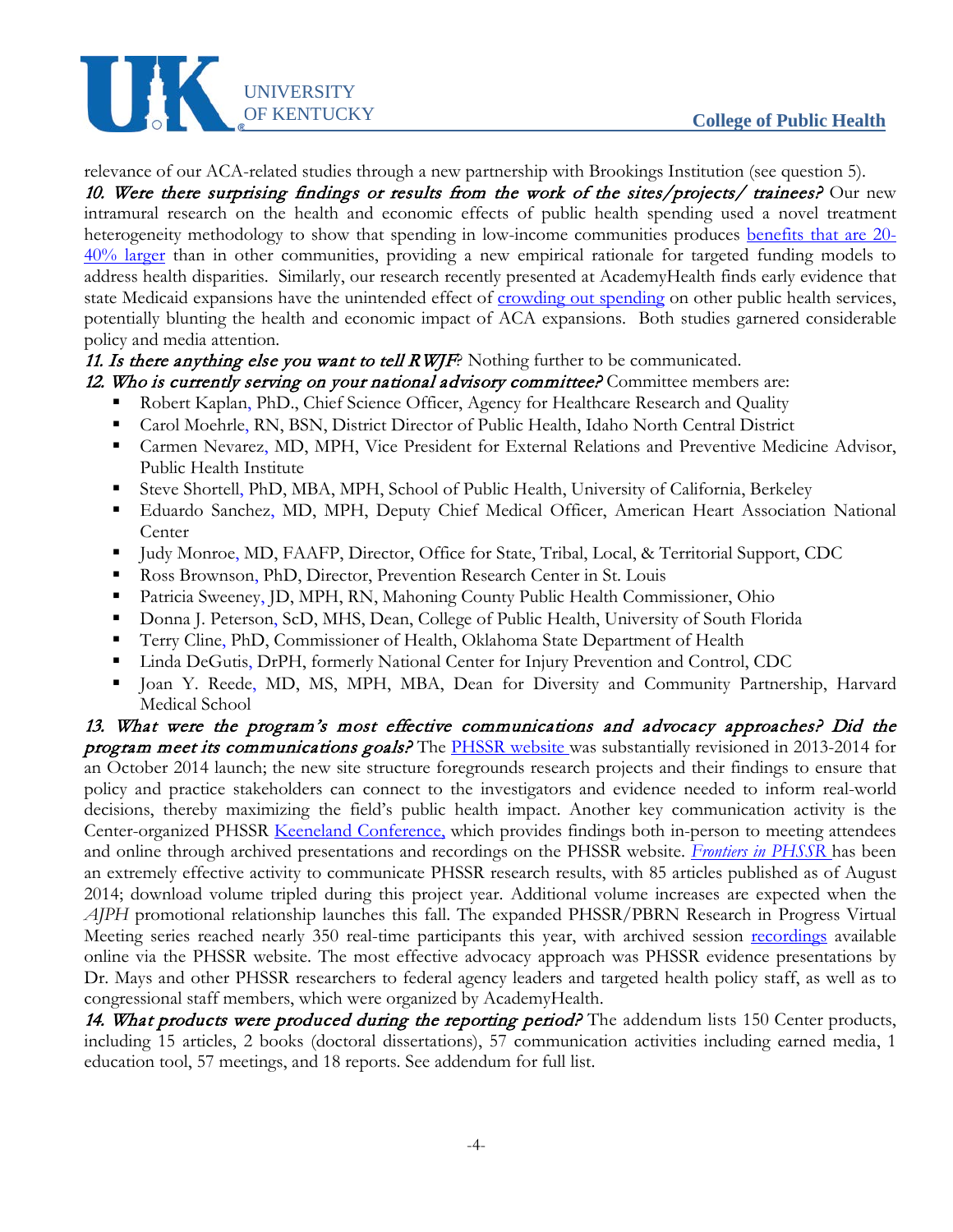relevance of our ACA-related studies through a new partnership with Brookings Institution (see question 5).

***10. Were there surprising findings or results from the work of the sites/projects/ trainees?*** Our new intramural research on the health and economic effects of public health spending used a novel treatment heterogeneity methodology to show that spending in low-income communities produces [benefits that are 20-40% larger]() than in other communities, providing a new empirical rationale for targeted funding models to address health disparities. Similarly, our research recently presented at AcademyHealth finds early evidence that state Medicaid expansions have the unintended effect of [crowding out spending]() on other public health services, potentially blunting the health and economic impact of ACA expansions. Both studies garnered considerable policy and media attention.

***11. Is there anything else you want to tell RWJF?*** Nothing further to be communicated.

***12. Who is currently serving on your national advisory committee?*** Committee members are:

- Robert Kaplan, PhD., Chief Science Officer, Agency for Healthcare Research and Quality
- Carol Moehrle, RN, BSN, District Director of Public Health, Idaho North Central District
- Carmen Nevarez, MD, MPH, Vice President for External Relations and Preventive Medicine Advisor, Public Health Institute
- Steve Shortell, PhD, MBA, MPH, School of Public Health, University of California, Berkeley
- Eduardo Sanchez, MD, MPH, Deputy Chief Medical Officer, American Heart Association National Center
- Judy Monroe, MD, FAAFP, Director, Office for State, Tribal, Local, & Territorial Support, CDC
- Ross Brownson, PhD, Director, Prevention Research Center in St. Louis
- Patricia Sweeney, JD, MPH, RN, Mahoning County Public Health Commissioner, Ohio
- Donna J. Peterson, ScD, MHS, Dean, College of Public Health, University of South Florida
- Terry Cline, PhD, Commissioner of Health, Oklahoma State Department of Health
- Linda DeGutis, DrPH, formerly National Center for Injury Prevention and Control, CDC
- Joan Y. Reede, MD, MS, MPH, MBA, Dean for Diversity and Community Partnership, Harvard Medical School

***13. What were the program's most effective communications and advocacy approaches? Did the program meet its communications goals?*** The [PHSSR website]() was substantially revisioned in 2013-2014 for an October 2014 launch; the new site structure foregrounds research projects and their findings to ensure that policy and practice stakeholders can connect to the investigators and evidence needed to inform real-world decisions, thereby maximizing the field's public health impact. Another key communication activity is the Center-organized PHSSR [Keeneland Conference,]() which provides findings both in-person to meeting attendees and online through archived presentations and recordings on the PHSSR website. [*Frontiers in PHSSR*]() has been an extremely effective activity to communicate PHSSR research results, with 85 articles published as of August 2014; download volume tripled during this project year. Additional volume increases are expected when the *AJPH* promotional relationship launches this fall. The expanded PHSSR/PBRN Research in Progress Virtual Meeting series reached nearly 350 real-time participants this year, with archived session [recordings]() available online via the PHSSR website. The most effective advocacy approach was PHSSR evidence presentations by Dr. Mays and other PHSSR researchers to federal agency leaders and targeted health policy staff, as well as to congressional staff members, which were organized by AcademyHealth.

***14. What products were produced during the reporting period?*** The addendum lists 150 Center products, including 15 articles, 2 books (doctoral dissertations), 57 communication activities including earned media, 1 education tool, 57 meetings, and 18 reports. See addendum for full list.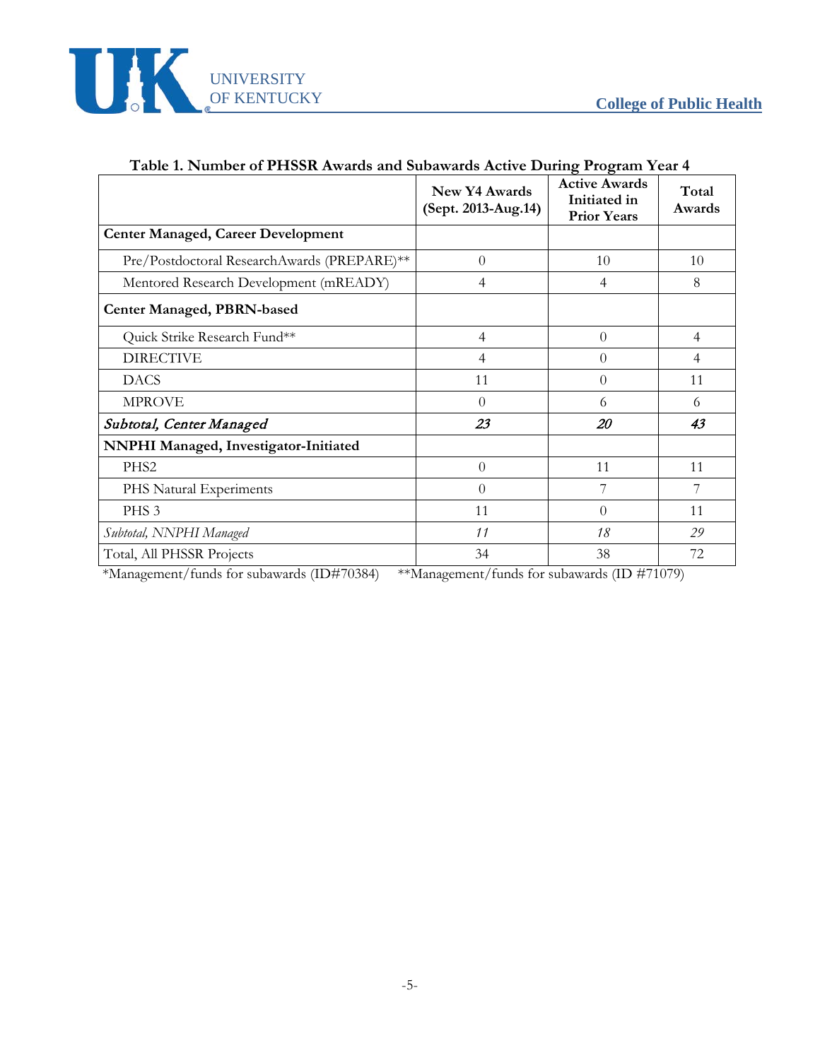**Table 1. Number of PHSSR Awards and Subawards Active During Program Year 4**

| | New Y4 Awards (Sept. 2013-Aug.14) | Active Awards Initiated in Prior Years | Total Awards |
|---|---|---|---|
| **Center Managed, Career Development** | | | |
| Pre/Postdoctoral ResearchAwards (PREPARE)** | 0 | 10 | 10 |
| Mentored Research Development (mREADY) | 4 | 4 | 8 |
| **Center Managed, PBRN-based** | | | |
| Quick Strike Research Fund** | 4 | 0 | 4 |
| DIRECTIVE | 4 | 0 | 4 |
| DACS | 11 | 0 | 11 |
| MPROVE | 0 | 6 | 6 |
| ***Subtotal, Center Managed*** | ***23*** | ***20*** | ***43*** |
| **NNPHI Managed, Investigator-Initiated** | | | |
| PHS2 | 0 | 11 | 11 |
| PHS Natural Experiments | 0 | 7 | 7 |
| PHS 3 | 11 | 0 | 11 |
| *Subtotal, NNPHI Managed* | *11* | *18* | *29* |
| Total, All PHSSR Projects | 34 | 38 | 72 |

*Management/funds for subawards (ID#70384) **Management/funds for subawards (ID #71079)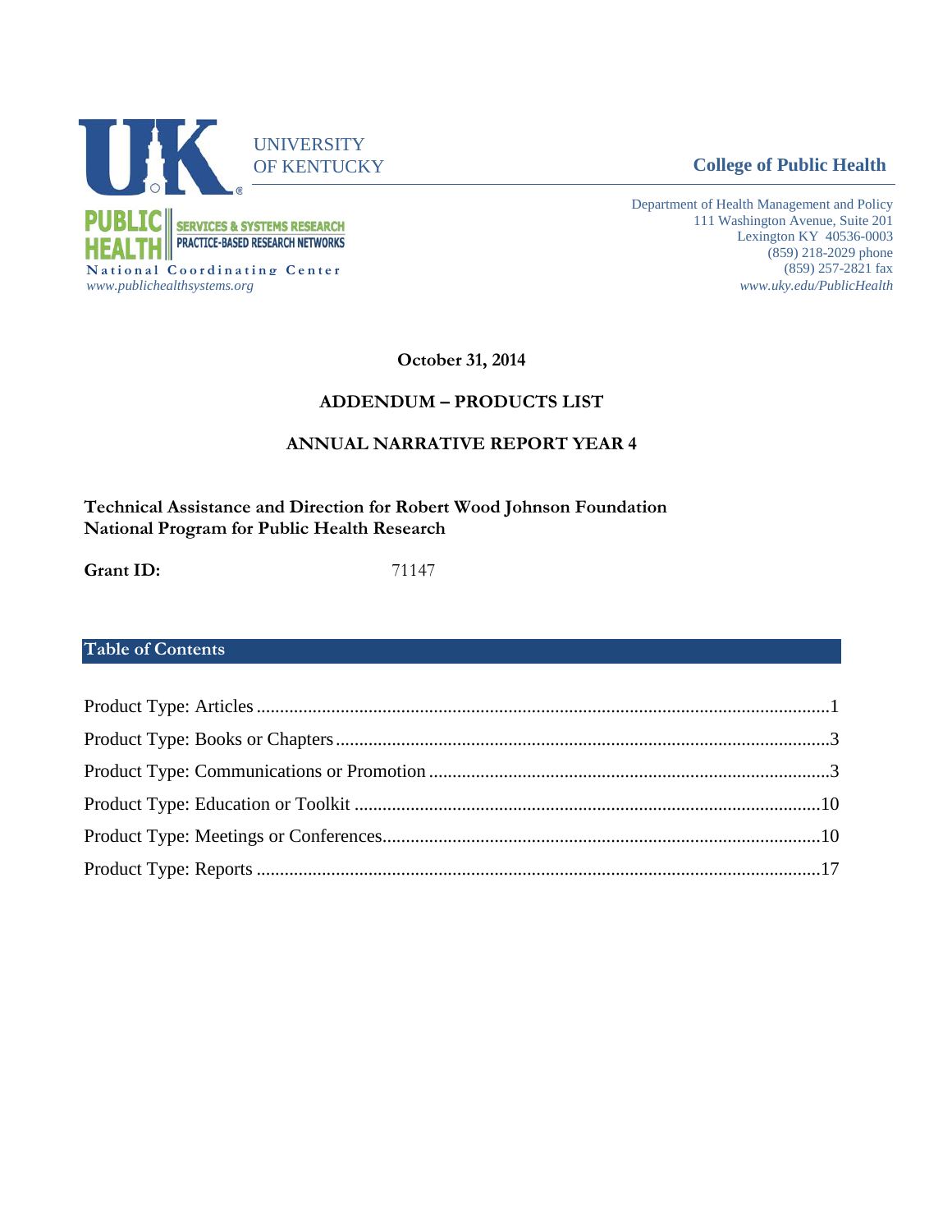UNIVERSITY OF KENTUCKY

**College of Public Health**

PUBLIC HEALTH SERVICES & SYSTEMS RESEARCH PRACTICE-BASED RESEARCH NETWORKS
National Coordinating Center
*www.publichealthsystems.org*

Department of Health Management and Policy
111 Washington Avenue, Suite 201
Lexington KY 40536-0003
(859) 218-2029 phone
(859) 257-2821 fax
*www.uky.edu/PublicHealth*

**October 31, 2014**

**ADDENDUM – PRODUCTS LIST**

**ANNUAL NARRATIVE REPORT YEAR 4**

**Technical Assistance and Direction for Robert Wood Johnson Foundation National Program for Public Health Research**

**Grant ID:** 71147

## Table of Contents

Product Type: Articles ........ 1
Product Type: Books or Chapters ........ 3
Product Type: Communications or Promotion ........ 3
Product Type: Education or Toolkit ........ 10
Product Type: Meetings or Conferences ........ 10
Product Type: Reports ........ 17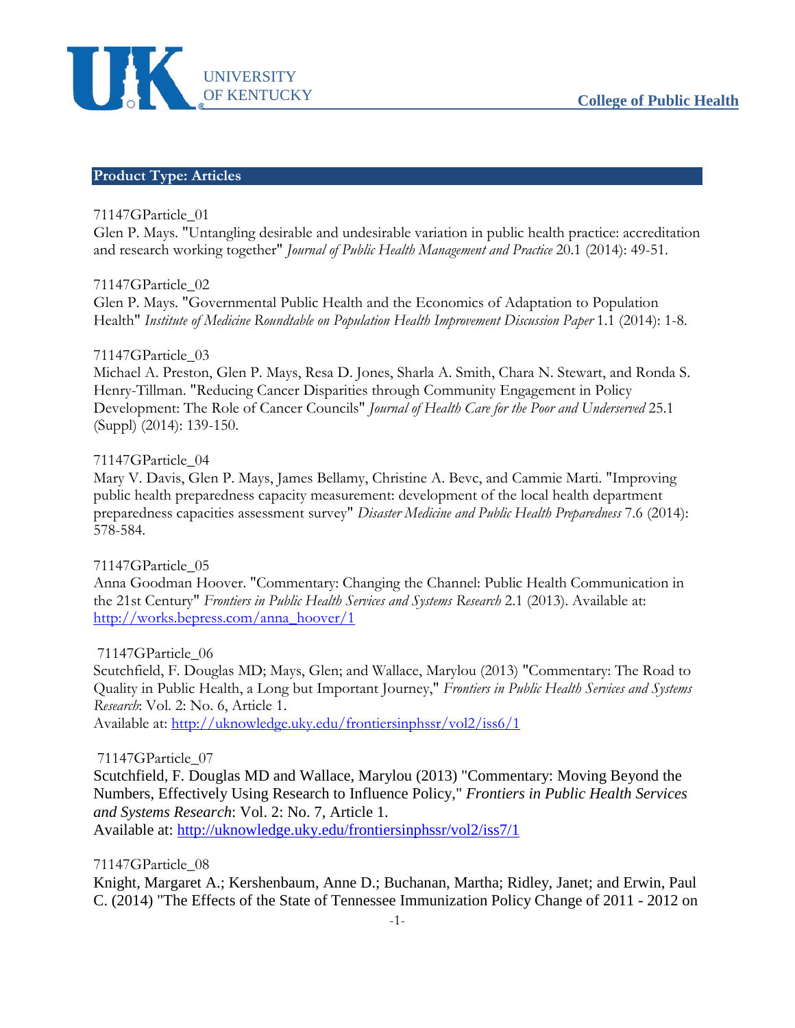**Product Type: Articles**

71147GParticle_01
Glen P. Mays. "Untangling desirable and undesirable variation in public health practice: accreditation and research working together" *Journal of Public Health Management and Practice* 20.1 (2014): 49-51.

71147GParticle_02
Glen P. Mays. "Governmental Public Health and the Economics of Adaptation to Population Health" *Institute of Medicine Roundtable on Population Health Improvement Discussion Paper* 1.1 (2014): 1-8.

71147GParticle_03
Michael A. Preston, Glen P. Mays, Resa D. Jones, Sharla A. Smith, Chara N. Stewart, and Ronda S. Henry-Tillman. "Reducing Cancer Disparities through Community Engagement in Policy Development: The Role of Cancer Councils" *Journal of Health Care for the Poor and Underserved* 25.1 (Suppl) (2014): 139-150.

71147GParticle_04
Mary V. Davis, Glen P. Mays, James Bellamy, Christine A. Bevc, and Cammie Marti. "Improving public health preparedness capacity measurement: development of the local health department preparedness capacities assessment survey" *Disaster Medicine and Public Health Preparedness* 7.6 (2014): 578-584.

71147GParticle_05
Anna Goodman Hoover. "Commentary: Changing the Channel: Public Health Communication in the 21st Century" *Frontiers in Public Health Services and Systems Research* 2.1 (2013). Available at: http://works.bepress.com/anna_hoover/1

71147GParticle_06
Scutchfield, F. Douglas MD; Mays, Glen; and Wallace, Marylou (2013) "Commentary: The Road to Quality in Public Health, a Long but Important Journey," *Frontiers in Public Health Services and Systems Research*: Vol. 2: No. 6, Article 1.
Available at: http://uknowledge.uky.edu/frontiersinphssr/vol2/iss6/1

71147GParticle_07
Scutchfield, F. Douglas MD and Wallace, Marylou (2013) "Commentary: Moving Beyond the Numbers, Effectively Using Research to Influence Policy," *Frontiers in Public Health Services and Systems Research*: Vol. 2: No. 7, Article 1.
Available at: http://uknowledge.uky.edu/frontiersinphssr/vol2/iss7/1

71147GParticle_08
Knight, Margaret A.; Kershenbaum, Anne D.; Buchanan, Martha; Ridley, Janet; and Erwin, Paul C. (2014) "The Effects of the State of Tennessee Immunization Policy Change of 2011 - 2012 on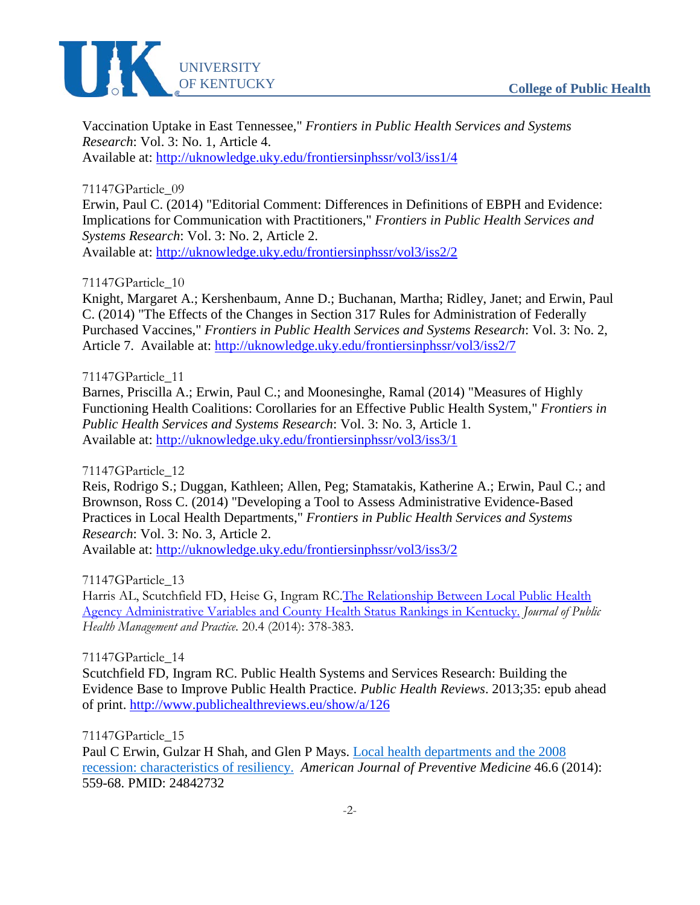Vaccination Uptake in East Tennessee," *Frontiers in Public Health Services and Systems Research*: Vol. 3: No. 1, Article 4.
Available at: http://uknowledge.uky.edu/frontiersinphssr/vol3/iss1/4

71147GParticle_09
Erwin, Paul C. (2014) "Editorial Comment: Differences in Definitions of EBPH and Evidence: Implications for Communication with Practitioners," *Frontiers in Public Health Services and Systems Research*: Vol. 3: No. 2, Article 2.
Available at: http://uknowledge.uky.edu/frontiersinphssr/vol3/iss2/2

71147GParticle_10
Knight, Margaret A.; Kershenbaum, Anne D.; Buchanan, Martha; Ridley, Janet; and Erwin, Paul C. (2014) "The Effects of the Changes in Section 317 Rules for Administration of Federally Purchased Vaccines," *Frontiers in Public Health Services and Systems Research*: Vol. 3: No. 2, Article 7. Available at: http://uknowledge.uky.edu/frontiersinphssr/vol3/iss2/7

71147GParticle_11
Barnes, Priscilla A.; Erwin, Paul C.; and Moonesinghe, Ramal (2014) "Measures of Highly Functioning Health Coalitions: Corollaries for an Effective Public Health System," *Frontiers in Public Health Services and Systems Research*: Vol. 3: No. 3, Article 1.
Available at: http://uknowledge.uky.edu/frontiersinphssr/vol3/iss3/1

71147GParticle_12
Reis, Rodrigo S.; Duggan, Kathleen; Allen, Peg; Stamatakis, Katherine A.; Erwin, Paul C.; and Brownson, Ross C. (2014) "Developing a Tool to Assess Administrative Evidence-Based Practices in Local Health Departments," *Frontiers in Public Health Services and Systems Research*: Vol. 3: No. 3, Article 2.
Available at: http://uknowledge.uky.edu/frontiersinphssr/vol3/iss3/2

71147GParticle_13
Harris AL, Scutchfield FD, Heise G, Ingram RC.The Relationship Between Local Public Health Agency Administrative Variables and County Health Status Rankings in Kentucky. *Journal of Public Health Management and Practice.* 20.4 (2014): 378-383.

71147GParticle_14
Scutchfield FD, Ingram RC. Public Health Systems and Services Research: Building the Evidence Base to Improve Public Health Practice. *Public Health Reviews*. 2013;35: epub ahead of print. http://www.publichealthreviews.eu/show/a/126

71147GParticle_15
Paul C Erwin, Gulzar H Shah, and Glen P Mays. Local health departments and the 2008 recession: characteristics of resiliency. *American Journal of Preventive Medicine* 46.6 (2014): 559-68. PMID: 24842732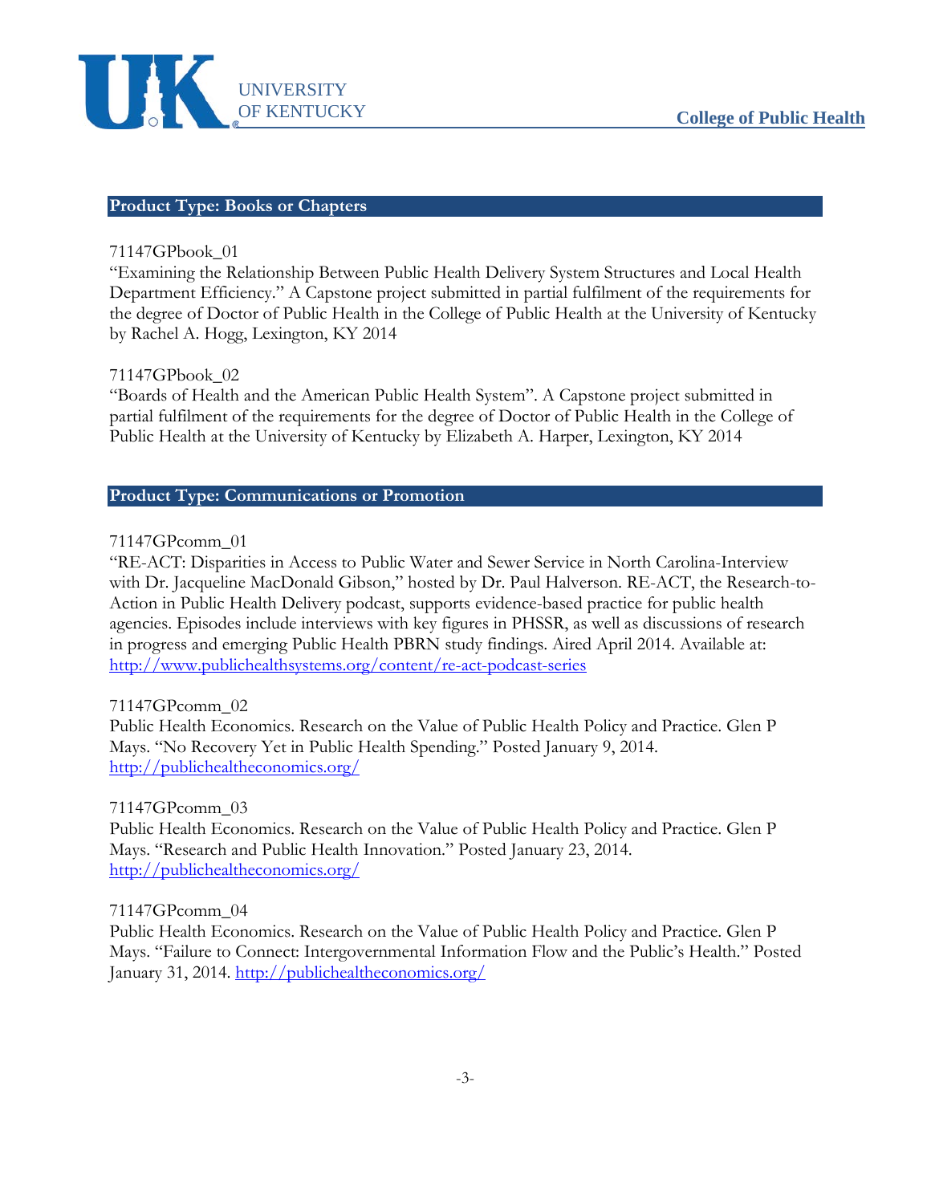## Product Type: Books or Chapters

71147GPbook_01
"Examining the Relationship Between Public Health Delivery System Structures and Local Health Department Efficiency." A Capstone project submitted in partial fulfilment of the requirements for the degree of Doctor of Public Health in the College of Public Health at the University of Kentucky by Rachel A. Hogg, Lexington, KY 2014

71147GPbook_02
"Boards of Health and the American Public Health System". A Capstone project submitted in partial fulfilment of the requirements for the degree of Doctor of Public Health in the College of Public Health at the University of Kentucky by Elizabeth A. Harper, Lexington, KY 2014

## Product Type: Communications or Promotion

71147GPcomm_01
"RE-ACT: Disparities in Access to Public Water and Sewer Service in North Carolina-Interview with Dr. Jacqueline MacDonald Gibson," hosted by Dr. Paul Halverson. RE-ACT, the Research-to-Action in Public Health Delivery podcast, supports evidence-based practice for public health agencies. Episodes include interviews with key figures in PHSSR, as well as discussions of research in progress and emerging Public Health PBRN study findings. Aired April 2014. Available at: http://www.publichealthsystems.org/content/re-act-podcast-series

71147GPcomm_02
Public Health Economics. Research on the Value of Public Health Policy and Practice. Glen P Mays. "No Recovery Yet in Public Health Spending." Posted January 9, 2014. http://publichealtheconomics.org/

71147GPcomm_03
Public Health Economics. Research on the Value of Public Health Policy and Practice. Glen P Mays. "Research and Public Health Innovation." Posted January 23, 2014. http://publichealtheconomics.org/

71147GPcomm_04
Public Health Economics. Research on the Value of Public Health Policy and Practice. Glen P Mays. "Failure to Connect: Intergovernmental Information Flow and the Public's Health." Posted January 31, 2014. http://publichealtheconomics.org/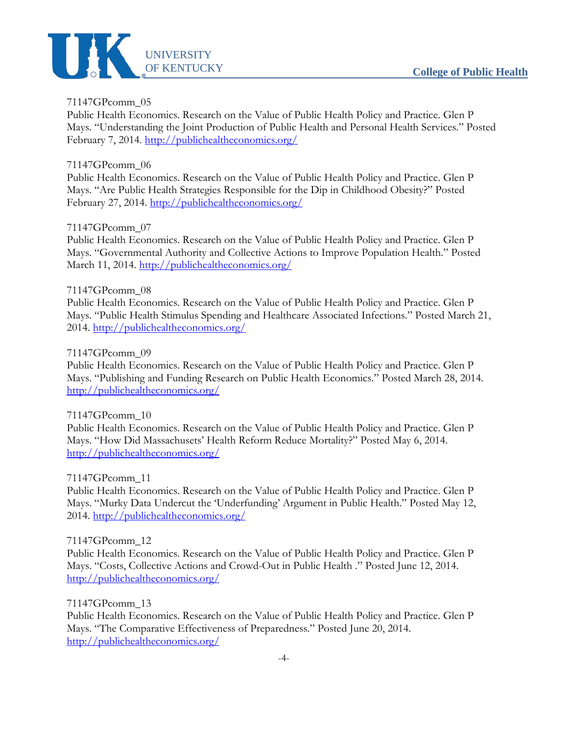71147GPcomm_05
Public Health Economics. Research on the Value of Public Health Policy and Practice. Glen P Mays. "Understanding the Joint Production of Public Health and Personal Health Services." Posted February 7, 2014. http://publichealtheconomics.org/

71147GPcomm_06
Public Health Economics. Research on the Value of Public Health Policy and Practice. Glen P Mays. "Are Public Health Strategies Responsible for the Dip in Childhood Obesity?" Posted February 27, 2014. http://publichealtheconomics.org/

71147GPcomm_07
Public Health Economics. Research on the Value of Public Health Policy and Practice. Glen P Mays. "Governmental Authority and Collective Actions to Improve Population Health." Posted March 11, 2014. http://publichealtheconomics.org/

71147GPcomm_08
Public Health Economics. Research on the Value of Public Health Policy and Practice. Glen P Mays. "Public Health Stimulus Spending and Healthcare Associated Infections." Posted March 21, 2014. http://publichealtheconomics.org/

71147GPcomm_09
Public Health Economics. Research on the Value of Public Health Policy and Practice. Glen P Mays. "Publishing and Funding Research on Public Health Economics." Posted March 28, 2014. http://publichealtheconomics.org/

71147GPcomm_10
Public Health Economics. Research on the Value of Public Health Policy and Practice. Glen P Mays. "How Did Massachusets' Health Reform Reduce Mortality?" Posted May 6, 2014. http://publichealtheconomics.org/

71147GPcomm_11
Public Health Economics. Research on the Value of Public Health Policy and Practice. Glen P Mays. "Murky Data Undercut the 'Underfunding' Argument in Public Health." Posted May 12, 2014. http://publichealtheconomics.org/

71147GPcomm_12
Public Health Economics. Research on the Value of Public Health Policy and Practice. Glen P Mays. "Costs, Collective Actions and Crowd-Out in Public Health ." Posted June 12, 2014. http://publichealtheconomics.org/

71147GPcomm_13
Public Health Economics. Research on the Value of Public Health Policy and Practice. Glen P Mays. "The Comparative Effectiveness of Preparedness." Posted June 20, 2014. http://publichealtheconomics.org/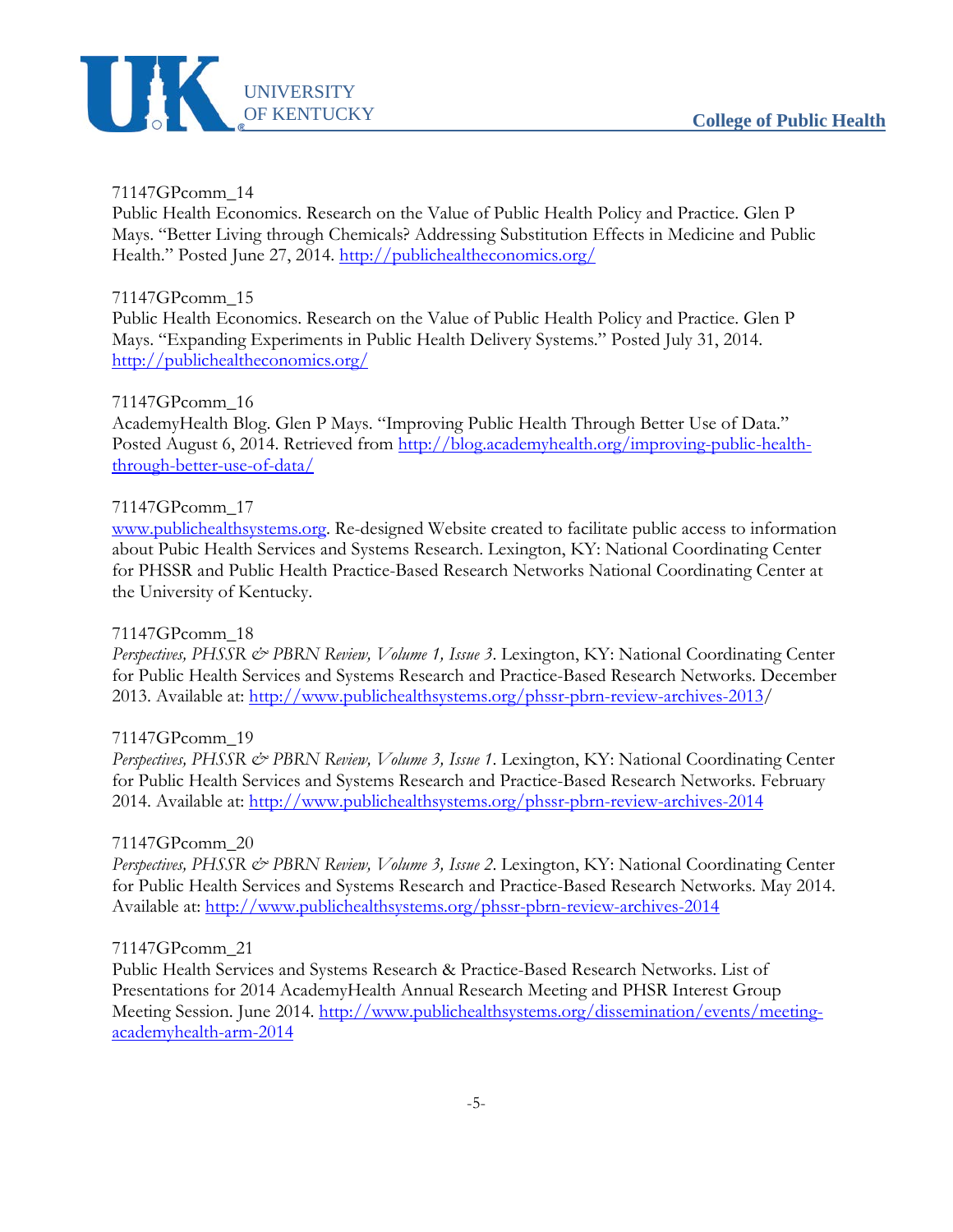71147GPcomm_14
Public Health Economics. Research on the Value of Public Health Policy and Practice. Glen P Mays. "Better Living through Chemicals? Addressing Substitution Effects in Medicine and Public Health." Posted June 27, 2014. http://publichealtheconomics.org/

71147GPcomm_15
Public Health Economics. Research on the Value of Public Health Policy and Practice. Glen P Mays. "Expanding Experiments in Public Health Delivery Systems." Posted July 31, 2014. http://publichealtheconomics.org/

71147GPcomm_16
AcademyHealth Blog. Glen P Mays. "Improving Public Health Through Better Use of Data." Posted August 6, 2014. Retrieved from http://blog.academyhealth.org/improving-public-health-through-better-use-of-data/

71147GPcomm_17
www.publichealthsystems.org. Re-designed Website created to facilitate public access to information about Pubic Health Services and Systems Research. Lexington, KY: National Coordinating Center for PHSSR and Public Health Practice-Based Research Networks National Coordinating Center at the University of Kentucky.

71147GPcomm_18
*Perspectives, PHSSR & PBRN Review, Volume 1, Issue 3*. Lexington, KY: National Coordinating Center for Public Health Services and Systems Research and Practice-Based Research Networks. December 2013. Available at: http://www.publichealthsystems.org/phssr-pbrn-review-archives-2013/

71147GPcomm_19
*Perspectives, PHSSR & PBRN Review, Volume 3, Issue 1*. Lexington, KY: National Coordinating Center for Public Health Services and Systems Research and Practice-Based Research Networks. February 2014. Available at: http://www.publichealthsystems.org/phssr-pbrn-review-archives-2014

71147GPcomm_20
*Perspectives, PHSSR & PBRN Review, Volume 3, Issue 2*. Lexington, KY: National Coordinating Center for Public Health Services and Systems Research and Practice-Based Research Networks. May 2014. Available at: http://www.publichealthsystems.org/phssr-pbrn-review-archives-2014

71147GPcomm_21
Public Health Services and Systems Research & Practice-Based Research Networks. List of Presentations for 2014 AcademyHealth Annual Research Meeting and PHSR Interest Group Meeting Session. June 2014. http://www.publichealthsystems.org/dissemination/events/meeting-academyhealth-arm-2014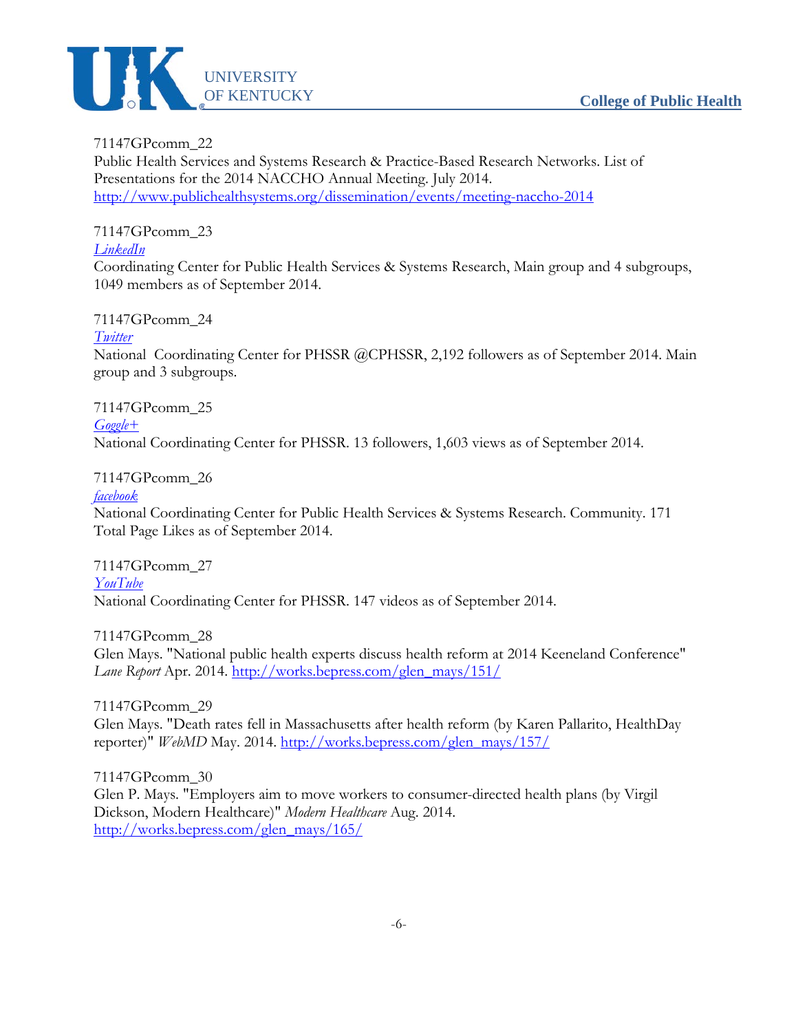71147GPcomm_22
Public Health Services and Systems Research & Practice-Based Research Networks. List of Presentations for the 2014 NACCHO Annual Meeting. July 2014.
http://www.publichealthsystems.org/dissemination/events/meeting-naccho-2014

71147GPcomm_23
*LinkedIn*
Coordinating Center for Public Health Services & Systems Research, Main group and 4 subgroups, 1049 members as of September 2014.

71147GPcomm_24
*Twitter*
National Coordinating Center for PHSSR @CPHSSR, 2,192 followers as of September 2014. Main group and 3 subgroups.

71147GPcomm_25
*Goggle+*
National Coordinating Center for PHSSR. 13 followers, 1,603 views as of September 2014.

71147GPcomm_26
*facebook*
National Coordinating Center for Public Health Services & Systems Research. Community. 171 Total Page Likes as of September 2014.

71147GPcomm_27
*YouTube*
National Coordinating Center for PHSSR. 147 videos as of September 2014.

71147GPcomm_28
Glen Mays. "National public health experts discuss health reform at 2014 Keeneland Conference" *Lane Report* Apr. 2014. http://works.bepress.com/glen_mays/151/

71147GPcomm_29
Glen Mays. "Death rates fell in Massachusetts after health reform (by Karen Pallarito, HealthDay reporter)" *WebMD* May. 2014. http://works.bepress.com/glen_mays/157/

71147GPcomm_30
Glen P. Mays. "Employers aim to move workers to consumer-directed health plans (by Virgil Dickson, Modern Healthcare)" *Modern Healthcare* Aug. 2014.
http://works.bepress.com/glen_mays/165/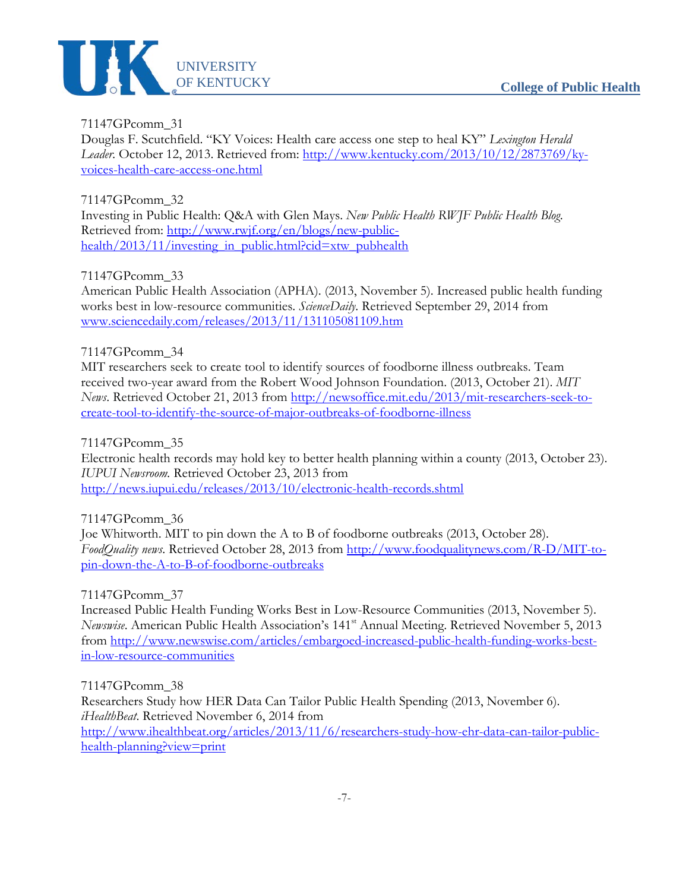71147GPcomm_31
Douglas F. Scutchfield. "KY Voices: Health care access one step to heal KY" *Lexington Herald Leader*. October 12, 2013. Retrieved from: http://www.kentucky.com/2013/10/12/2873769/ky-voices-health-care-access-one.html

71147GPcomm_32
Investing in Public Health: Q&A with Glen Mays. *New Public Health RWJF Public Health Blog*. Retrieved from: http://www.rwjf.org/en/blogs/new-public-health/2013/11/investing_in_public.html?cid=xtw_pubhealth

71147GPcomm_33
American Public Health Association (APHA). (2013, November 5). Increased public health funding works best in low-resource communities. *ScienceDaily*. Retrieved September 29, 2014 from www.sciencedaily.com/releases/2013/11/131105081109.htm

71147GPcomm_34
MIT researchers seek to create tool to identify sources of foodborne illness outbreaks. Team received two-year award from the Robert Wood Johnson Foundation. (2013, October 21). *MIT News*. Retrieved October 21, 2013 from http://newsoffice.mit.edu/2013/mit-researchers-seek-to-create-tool-to-identify-the-source-of-major-outbreaks-of-foodborne-illness

71147GPcomm_35
Electronic health records may hold key to better health planning within a county (2013, October 23). *IUPUI Newsroom*. Retrieved October 23, 2013 from http://news.iupui.edu/releases/2013/10/electronic-health-records.shtml

71147GPcomm_36
Joe Whitworth. MIT to pin down the A to B of foodborne outbreaks (2013, October 28). *FoodQuality news*. Retrieved October 28, 2013 from http://www.foodqualitynews.com/R-D/MIT-to-pin-down-the-A-to-B-of-foodborne-outbreaks

71147GPcomm_37
Increased Public Health Funding Works Best in Low-Resource Communities (2013, November 5). *Newswise*. American Public Health Association's 141st Annual Meeting. Retrieved November 5, 2013 from http://www.newswise.com/articles/embargoed-increased-public-health-funding-works-best-in-low-resource-communities

71147GPcomm_38
Researchers Study how HER Data Can Tailor Public Health Spending (2013, November 6). *iHealthBeat*. Retrieved November 6, 2014 from http://www.ihealthbeat.org/articles/2013/11/6/researchers-study-how-ehr-data-can-tailor-public-health-planning?view=print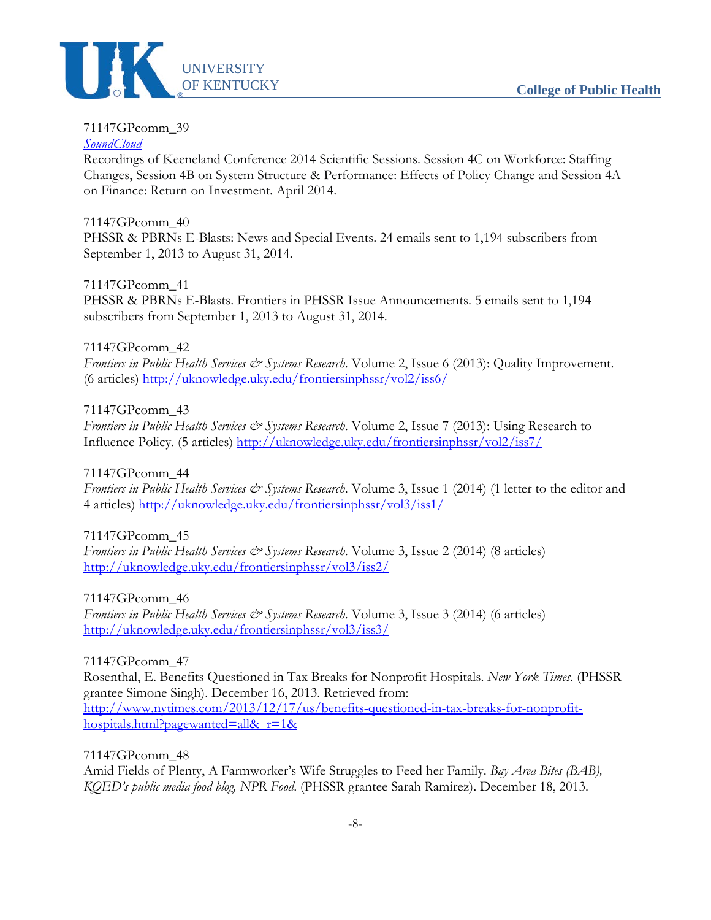71147GPcomm_39

[SoundCloud]

Recordings of Keeneland Conference 2014 Scientific Sessions. Session 4C on Workforce: Staffing Changes, Session 4B on System Structure & Performance: Effects of Policy Change and Session 4A on Finance: Return on Investment. April 2014.

71147GPcomm_40

PHSSR & PBRNs E-Blasts: News and Special Events. 24 emails sent to 1,194 subscribers from September 1, 2013 to August 31, 2014.

71147GPcomm_41

PHSSR & PBRNs E-Blasts. Frontiers in PHSSR Issue Announcements. 5 emails sent to 1,194 subscribers from September 1, 2013 to August 31, 2014.

71147GPcomm_42

*Frontiers in Public Health Services & Systems Research.* Volume 2, Issue 6 (2013): Quality Improvement. (6 articles) http://uknowledge.uky.edu/frontiersinphssr/vol2/iss6/

71147GPcomm_43

*Frontiers in Public Health Services & Systems Research.* Volume 2, Issue 7 (2013): Using Research to Influence Policy. (5 articles) http://uknowledge.uky.edu/frontiersinphssr/vol2/iss7/

71147GPcomm_44

*Frontiers in Public Health Services & Systems Research.* Volume 3, Issue 1 (2014) (1 letter to the editor and 4 articles) http://uknowledge.uky.edu/frontiersinphssr/vol3/iss1/

71147GPcomm_45

*Frontiers in Public Health Services & Systems Research.* Volume 3, Issue 2 (2014) (8 articles) http://uknowledge.uky.edu/frontiersinphssr/vol3/iss2/

71147GPcomm_46

*Frontiers in Public Health Services & Systems Research.* Volume 3, Issue 3 (2014) (6 articles) http://uknowledge.uky.edu/frontiersinphssr/vol3/iss3/

71147GPcomm_47

Rosenthal, E. Benefits Questioned in Tax Breaks for Nonprofit Hospitals. *New York Times.* (PHSSR grantee Simone Singh). December 16, 2013. Retrieved from: http://www.nytimes.com/2013/12/17/us/benefits-questioned-in-tax-breaks-for-nonprofit-hospitals.html?pagewanted=all&_r=1&

71147GPcomm_48

Amid Fields of Plenty, A Farmworker's Wife Struggles to Feed her Family. *Bay Area Bites (BAB), KQED's public media food blog, NPR Food.* (PHSSR grantee Sarah Ramirez). December 18, 2013.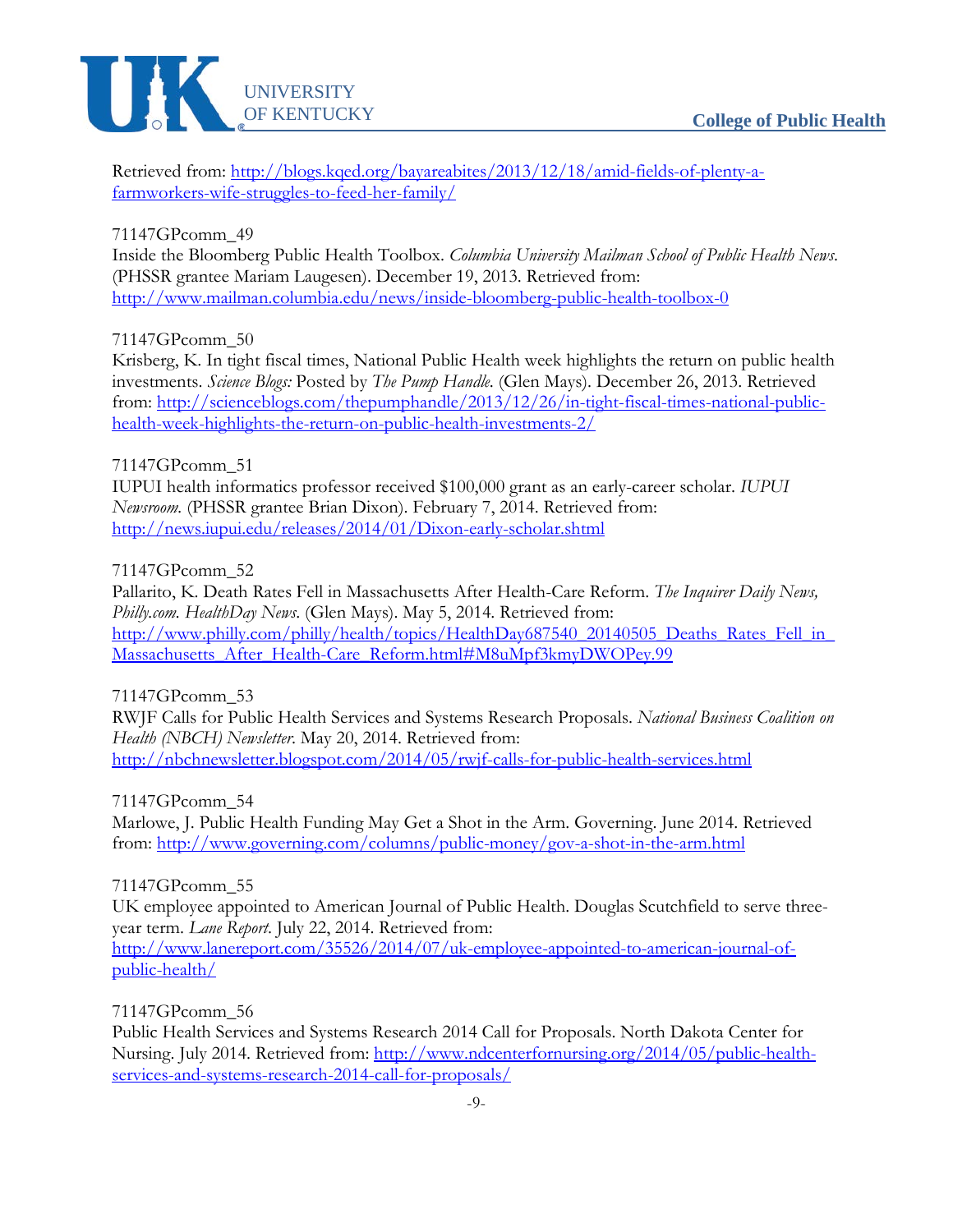Retrieved from: http://blogs.kqed.org/bayareabites/2013/12/18/amid-fields-of-plenty-a-farmworkers-wife-struggles-to-feed-her-family/

71147GPcomm_49
Inside the Bloomberg Public Health Toolbox. *Columbia University Mailman School of Public Health News.* (PHSSR grantee Mariam Laugesen). December 19, 2013. Retrieved from: http://www.mailman.columbia.edu/news/inside-bloomberg-public-health-toolbox-0

71147GPcomm_50
Krisberg, K. In tight fiscal times, National Public Health week highlights the return on public health investments. *Science Blogs:* Posted by *The Pump Handle.* (Glen Mays). December 26, 2013. Retrieved from: http://scienceblogs.com/thepumphandle/2013/12/26/in-tight-fiscal-times-national-public-health-week-highlights-the-return-on-public-health-investments-2/

71147GPcomm_51
IUPUI health informatics professor received $100,000 grant as an early-career scholar. *IUPUI Newsroom.* (PHSSR grantee Brian Dixon). February 7, 2014. Retrieved from: http://news.iupui.edu/releases/2014/01/Dixon-early-scholar.shtml

71147GPcomm_52
Pallarito, K. Death Rates Fell in Massachusetts After Health-Care Reform. *The Inquirer Daily News, Philly.com. HealthDay News.* (Glen Mays). May 5, 2014. Retrieved from: http://www.philly.com/philly/health/topics/HealthDay687540_20140505_Deaths_Rates_Fell_in_Massachusetts_After_Health-Care_Reform.html#M8uMpf3kmyDWOPey.99

71147GPcomm_53
RWJF Calls for Public Health Services and Systems Research Proposals. *National Business Coalition on Health (NBCH) Newsletter.* May 20, 2014. Retrieved from: http://nbchnewsletter.blogspot.com/2014/05/rwjf-calls-for-public-health-services.html

71147GPcomm_54
Marlowe, J. Public Health Funding May Get a Shot in the Arm. Governing. June 2014. Retrieved from: http://www.governing.com/columns/public-money/gov-a-shot-in-the-arm.html

71147GPcomm_55
UK employee appointed to American Journal of Public Health. Douglas Scutchfield to serve three-year term. *Lane Report.* July 22, 2014. Retrieved from: http://www.lanereport.com/35526/2014/07/uk-employee-appointed-to-american-journal-of-public-health/

71147GPcomm_56
Public Health Services and Systems Research 2014 Call for Proposals. North Dakota Center for Nursing. July 2014. Retrieved from: http://www.ndcenterfornursing.org/2014/05/public-health-services-and-systems-research-2014-call-for-proposals/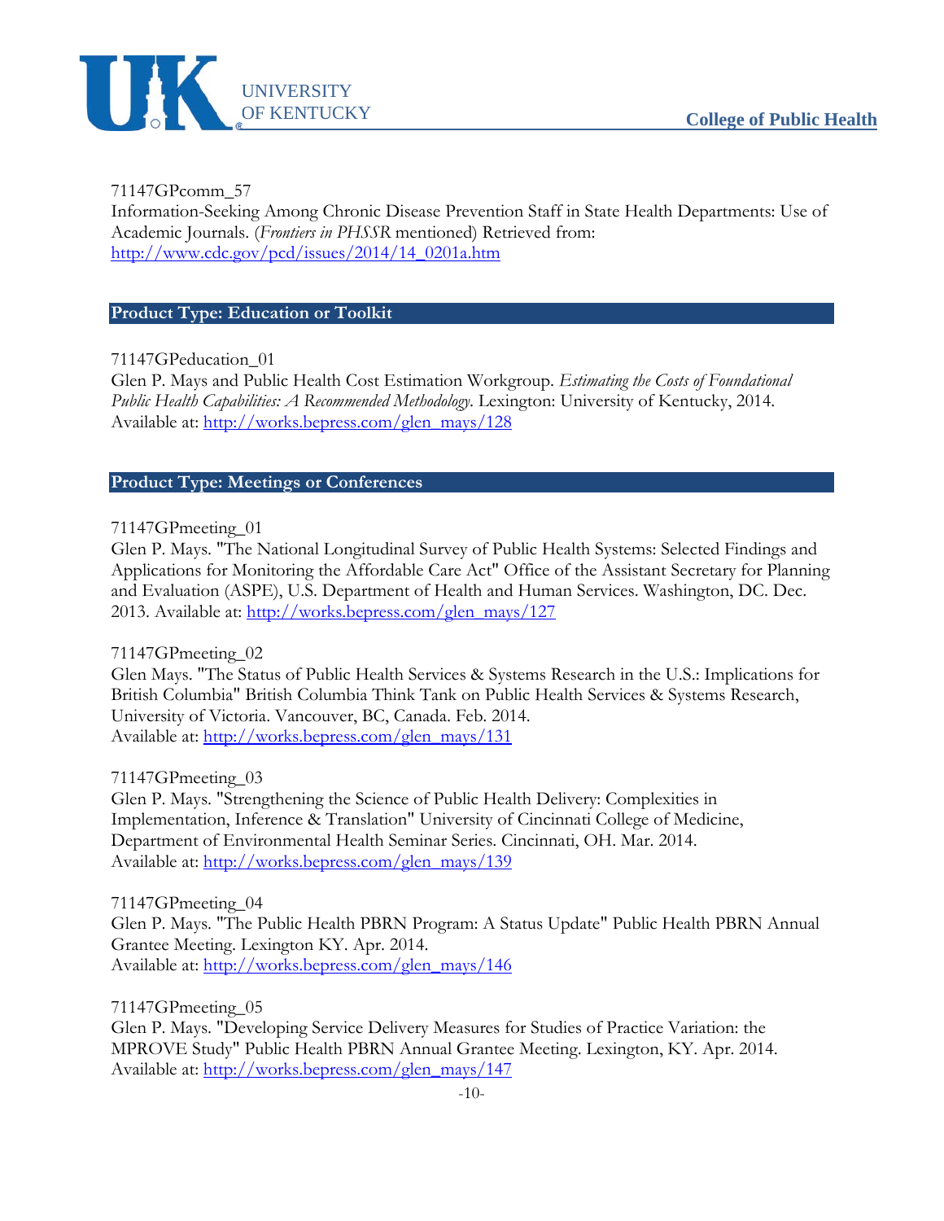71147GPcomm_57
Information-Seeking Among Chronic Disease Prevention Staff in State Health Departments: Use of Academic Journals. (*Frontiers in PHSSR* mentioned) Retrieved from: http://www.cdc.gov/pcd/issues/2014/14_0201a.htm

## Product Type: Education or Toolkit

71147GPeducation_01
Glen P. Mays and Public Health Cost Estimation Workgroup. *Estimating the Costs of Foundational Public Health Capabilities: A Recommended Methodology.* Lexington: University of Kentucky, 2014. Available at: http://works.bepress.com/glen_mays/128

## Product Type: Meetings or Conferences

71147GPmeeting_01
Glen P. Mays. "The National Longitudinal Survey of Public Health Systems: Selected Findings and Applications for Monitoring the Affordable Care Act" Office of the Assistant Secretary for Planning and Evaluation (ASPE), U.S. Department of Health and Human Services. Washington, DC. Dec. 2013. Available at: http://works.bepress.com/glen_mays/127

71147GPmeeting_02
Glen Mays. "The Status of Public Health Services & Systems Research in the U.S.: Implications for British Columbia" British Columbia Think Tank on Public Health Services & Systems Research, University of Victoria. Vancouver, BC, Canada. Feb. 2014.
Available at: http://works.bepress.com/glen_mays/131

71147GPmeeting_03
Glen P. Mays. "Strengthening the Science of Public Health Delivery: Complexities in Implementation, Inference & Translation" University of Cincinnati College of Medicine, Department of Environmental Health Seminar Series. Cincinnati, OH. Mar. 2014.
Available at: http://works.bepress.com/glen_mays/139

71147GPmeeting_04
Glen P. Mays. "The Public Health PBRN Program: A Status Update" Public Health PBRN Annual Grantee Meeting. Lexington KY. Apr. 2014.
Available at: http://works.bepress.com/glen_mays/146

71147GPmeeting_05
Glen P. Mays. "Developing Service Delivery Measures for Studies of Practice Variation: the MPROVE Study" Public Health PBRN Annual Grantee Meeting. Lexington, KY. Apr. 2014.
Available at: http://works.bepress.com/glen_mays/147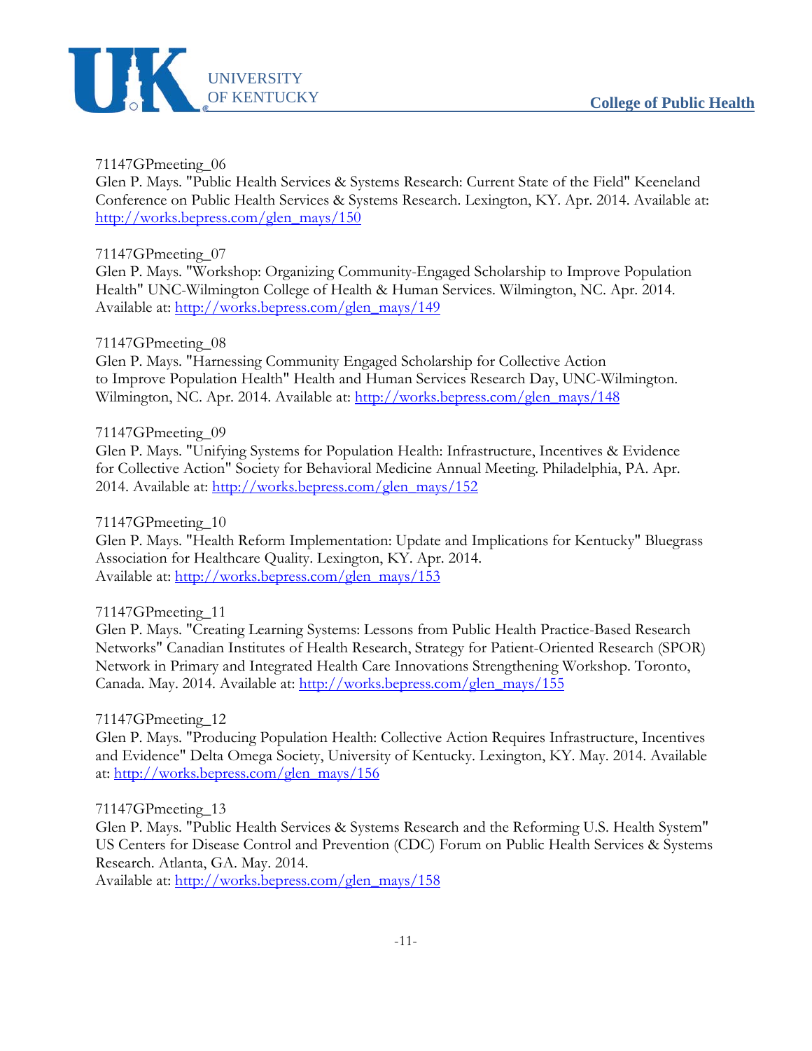71147GPmeeting_06
Glen P. Mays. "Public Health Services & Systems Research: Current State of the Field" Keeneland Conference on Public Health Services & Systems Research. Lexington, KY. Apr. 2014. Available at: http://works.bepress.com/glen_mays/150

71147GPmeeting_07
Glen P. Mays. "Workshop: Organizing Community-Engaged Scholarship to Improve Population Health" UNC-Wilmington College of Health & Human Services. Wilmington, NC. Apr. 2014. Available at: http://works.bepress.com/glen_mays/149

71147GPmeeting_08
Glen P. Mays. "Harnessing Community Engaged Scholarship for Collective Action to Improve Population Health" Health and Human Services Research Day, UNC-Wilmington. Wilmington, NC. Apr. 2014. Available at: http://works.bepress.com/glen_mays/148

71147GPmeeting_09
Glen P. Mays. "Unifying Systems for Population Health: Infrastructure, Incentives & Evidence for Collective Action" Society for Behavioral Medicine Annual Meeting. Philadelphia, PA. Apr. 2014. Available at: http://works.bepress.com/glen_mays/152

71147GPmeeting_10
Glen P. Mays. "Health Reform Implementation: Update and Implications for Kentucky" Bluegrass Association for Healthcare Quality. Lexington, KY. Apr. 2014.
Available at: http://works.bepress.com/glen_mays/153

71147GPmeeting_11
Glen P. Mays. "Creating Learning Systems: Lessons from Public Health Practice-Based Research Networks" Canadian Institutes of Health Research, Strategy for Patient-Oriented Research (SPOR) Network in Primary and Integrated Health Care Innovations Strengthening Workshop. Toronto, Canada. May. 2014. Available at: http://works.bepress.com/glen_mays/155

71147GPmeeting_12
Glen P. Mays. "Producing Population Health: Collective Action Requires Infrastructure, Incentives and Evidence" Delta Omega Society, University of Kentucky. Lexington, KY. May. 2014. Available at: http://works.bepress.com/glen_mays/156

71147GPmeeting_13
Glen P. Mays. "Public Health Services & Systems Research and the Reforming U.S. Health System" US Centers for Disease Control and Prevention (CDC) Forum on Public Health Services & Systems Research. Atlanta, GA. May. 2014.
Available at: http://works.bepress.com/glen_mays/158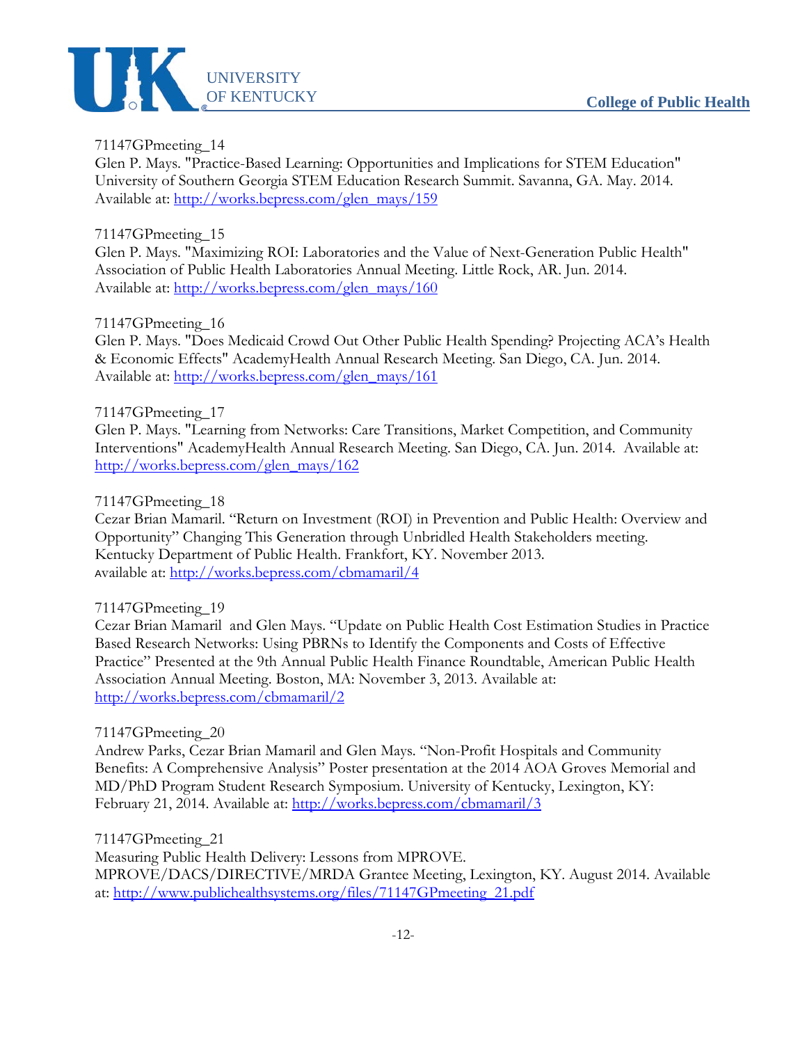71147GPmeeting_14
Glen P. Mays. "Practice-Based Learning: Opportunities and Implications for STEM Education" University of Southern Georgia STEM Education Research Summit. Savanna, GA. May. 2014. Available at: http://works.bepress.com/glen_mays/159

71147GPmeeting_15
Glen P. Mays. "Maximizing ROI: Laboratories and the Value of Next-Generation Public Health" Association of Public Health Laboratories Annual Meeting. Little Rock, AR. Jun. 2014. Available at: http://works.bepress.com/glen_mays/160

71147GPmeeting_16
Glen P. Mays. "Does Medicaid Crowd Out Other Public Health Spending? Projecting ACA's Health & Economic Effects" AcademyHealth Annual Research Meeting. San Diego, CA. Jun. 2014. Available at: http://works.bepress.com/glen_mays/161

71147GPmeeting_17
Glen P. Mays. "Learning from Networks: Care Transitions, Market Competition, and Community Interventions" AcademyHealth Annual Research Meeting. San Diego, CA. Jun. 2014. Available at: http://works.bepress.com/glen_mays/162

71147GPmeeting_18
Cezar Brian Mamaril. "Return on Investment (ROI) in Prevention and Public Health: Overview and Opportunity" Changing This Generation through Unbridled Health Stakeholders meeting. Kentucky Department of Public Health. Frankfort, KY. November 2013. Available at: http://works.bepress.com/cbmamaril/4

71147GPmeeting_19
Cezar Brian Mamaril and Glen Mays. "Update on Public Health Cost Estimation Studies in Practice Based Research Networks: Using PBRNs to Identify the Components and Costs of Effective Practice" Presented at the 9th Annual Public Health Finance Roundtable, American Public Health Association Annual Meeting. Boston, MA: November 3, 2013. Available at: http://works.bepress.com/cbmamaril/2

71147GPmeeting_20
Andrew Parks, Cezar Brian Mamaril and Glen Mays. "Non-Profit Hospitals and Community Benefits: A Comprehensive Analysis" Poster presentation at the 2014 AOA Groves Memorial and MD/PhD Program Student Research Symposium. University of Kentucky, Lexington, KY: February 21, 2014. Available at: http://works.bepress.com/cbmamaril/3

71147GPmeeting_21
Measuring Public Health Delivery: Lessons from MPROVE. MPROVE/DACS/DIRECTIVE/MRDA Grantee Meeting, Lexington, KY. August 2014. Available at: http://www.publichealthsystems.org/files/71147GPmeeting_21.pdf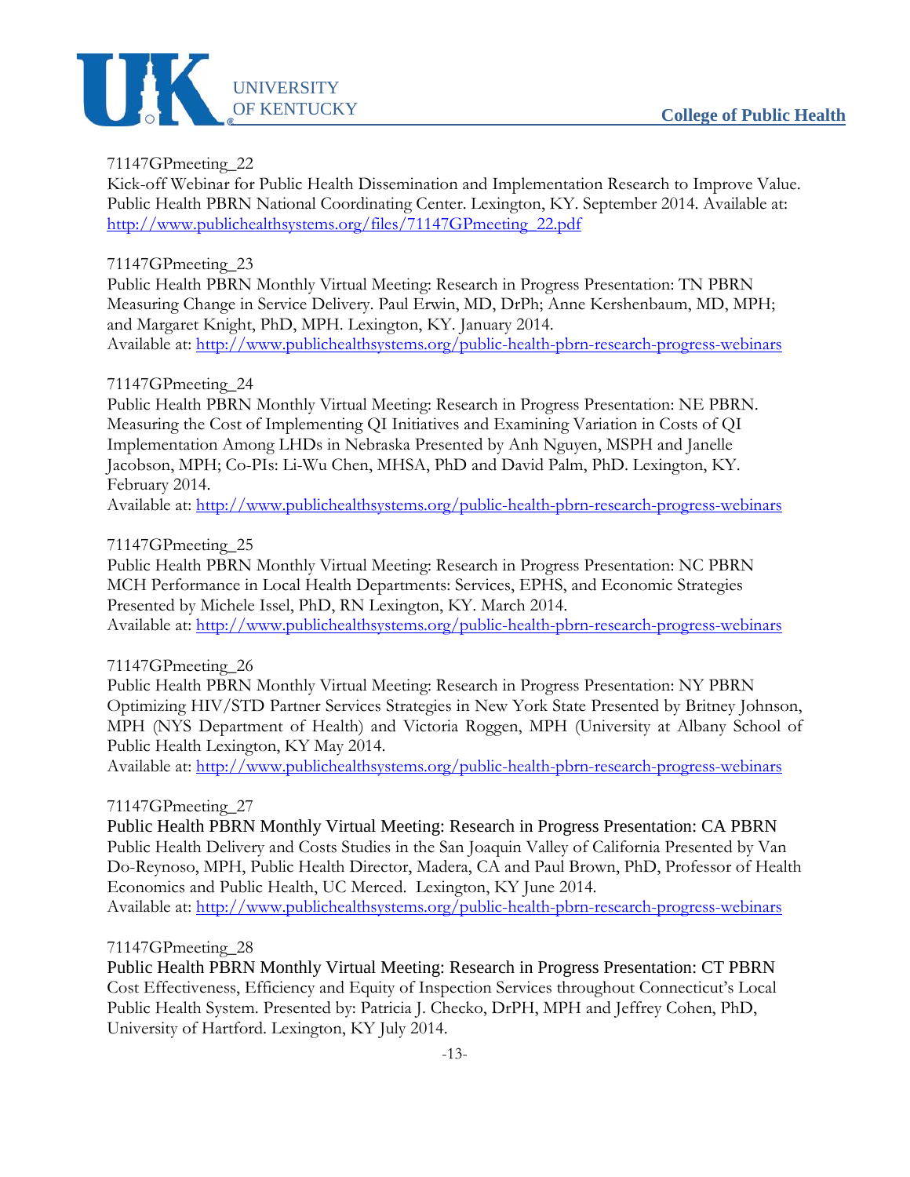71147GPmeeting_22
Kick-off Webinar for Public Health Dissemination and Implementation Research to Improve Value. Public Health PBRN National Coordinating Center. Lexington, KY. September 2014. Available at: http://www.publichealthsystems.org/files/71147GPmeeting_22.pdf

71147GPmeeting_23
Public Health PBRN Monthly Virtual Meeting: Research in Progress Presentation: TN PBRN Measuring Change in Service Delivery. Paul Erwin, MD, DrPh; Anne Kershenbaum, MD, MPH; and Margaret Knight, PhD, MPH. Lexington, KY. January 2014.
Available at: http://www.publichealthsystems.org/public-health-pbrn-research-progress-webinars

71147GPmeeting_24
Public Health PBRN Monthly Virtual Meeting: Research in Progress Presentation: NE PBRN. Measuring the Cost of Implementing QI Initiatives and Examining Variation in Costs of QI Implementation Among LHDs in Nebraska Presented by Anh Nguyen, MSPH and Janelle Jacobson, MPH; Co-PIs: Li-Wu Chen, MHSA, PhD and David Palm, PhD. Lexington, KY. February 2014.
Available at: http://www.publichealthsystems.org/public-health-pbrn-research-progress-webinars

71147GPmeeting_25
Public Health PBRN Monthly Virtual Meeting: Research in Progress Presentation: NC PBRN MCH Performance in Local Health Departments: Services, EPHS, and Economic Strategies Presented by Michele Issel, PhD, RN Lexington, KY. March 2014.
Available at: http://www.publichealthsystems.org/public-health-pbrn-research-progress-webinars

71147GPmeeting_26
Public Health PBRN Monthly Virtual Meeting: Research in Progress Presentation: NY PBRN Optimizing HIV/STD Partner Services Strategies in New York State Presented by Britney Johnson, MPH (NYS Department of Health) and Victoria Roggen, MPH (University at Albany School of Public Health Lexington, KY May 2014.
Available at: http://www.publichealthsystems.org/public-health-pbrn-research-progress-webinars

71147GPmeeting_27
Public Health PBRN Monthly Virtual Meeting: Research in Progress Presentation: CA PBRN Public Health Delivery and Costs Studies in the San Joaquin Valley of California Presented by Van Do-Reynoso, MPH, Public Health Director, Madera, CA and Paul Brown, PhD, Professor of Health Economics and Public Health, UC Merced. Lexington, KY June 2014.
Available at: http://www.publichealthsystems.org/public-health-pbrn-research-progress-webinars

71147GPmeeting_28
Public Health PBRN Monthly Virtual Meeting: Research in Progress Presentation: CT PBRN Cost Effectiveness, Efficiency and Equity of Inspection Services throughout Connecticut's Local Public Health System. Presented by: Patricia J. Checko, DrPH, MPH and Jeffrey Cohen, PhD, University of Hartford. Lexington, KY July 2014.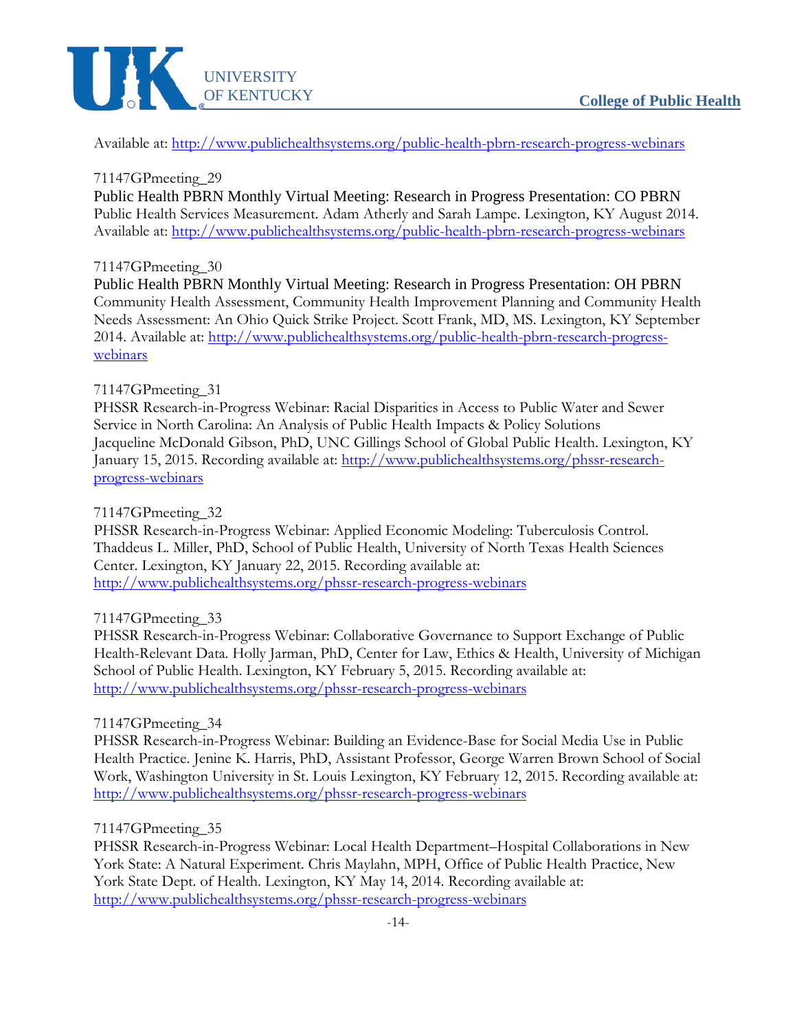Available at: http://www.publichealthsystems.org/public-health-pbrn-research-progress-webinars

71147GPmeeting_29
Public Health PBRN Monthly Virtual Meeting: Research in Progress Presentation: CO PBRN Public Health Services Measurement. Adam Atherly and Sarah Lampe. Lexington, KY August 2014. Available at: http://www.publichealthsystems.org/public-health-pbrn-research-progress-webinars

71147GPmeeting_30
Public Health PBRN Monthly Virtual Meeting: Research in Progress Presentation: OH PBRN Community Health Assessment, Community Health Improvement Planning and Community Health Needs Assessment: An Ohio Quick Strike Project. Scott Frank, MD, MS. Lexington, KY September 2014. Available at: http://www.publichealthsystems.org/public-health-pbrn-research-progress-webinars

71147GPmeeting_31
PHSSR Research-in-Progress Webinar: Racial Disparities in Access to Public Water and Sewer Service in North Carolina: An Analysis of Public Health Impacts & Policy Solutions Jacqueline McDonald Gibson, PhD, UNC Gillings School of Global Public Health. Lexington, KY January 15, 2015. Recording available at: http://www.publichealthsystems.org/phssr-research-progress-webinars

71147GPmeeting_32
PHSSR Research-in-Progress Webinar: Applied Economic Modeling: Tuberculosis Control. Thaddeus L. Miller, PhD, School of Public Health, University of North Texas Health Sciences Center. Lexington, KY January 22, 2015. Recording available at: http://www.publichealthsystems.org/phssr-research-progress-webinars

71147GPmeeting_33
PHSSR Research-in-Progress Webinar: Collaborative Governance to Support Exchange of Public Health-Relevant Data. Holly Jarman, PhD, Center for Law, Ethics & Health, University of Michigan School of Public Health. Lexington, KY February 5, 2015. Recording available at: http://www.publichealthsystems.org/phssr-research-progress-webinars

71147GPmeeting_34
PHSSR Research-in-Progress Webinar: Building an Evidence-Base for Social Media Use in Public Health Practice. Jenine K. Harris, PhD, Assistant Professor, George Warren Brown School of Social Work, Washington University in St. Louis Lexington, KY February 12, 2015. Recording available at: http://www.publichealthsystems.org/phssr-research-progress-webinars

71147GPmeeting_35
PHSSR Research-in-Progress Webinar: Local Health Department–Hospital Collaborations in New York State: A Natural Experiment. Chris Maylahn, MPH, Office of Public Health Practice, New York State Dept. of Health. Lexington, KY May 14, 2014. Recording available at: http://www.publichealthsystems.org/phssr-research-progress-webinars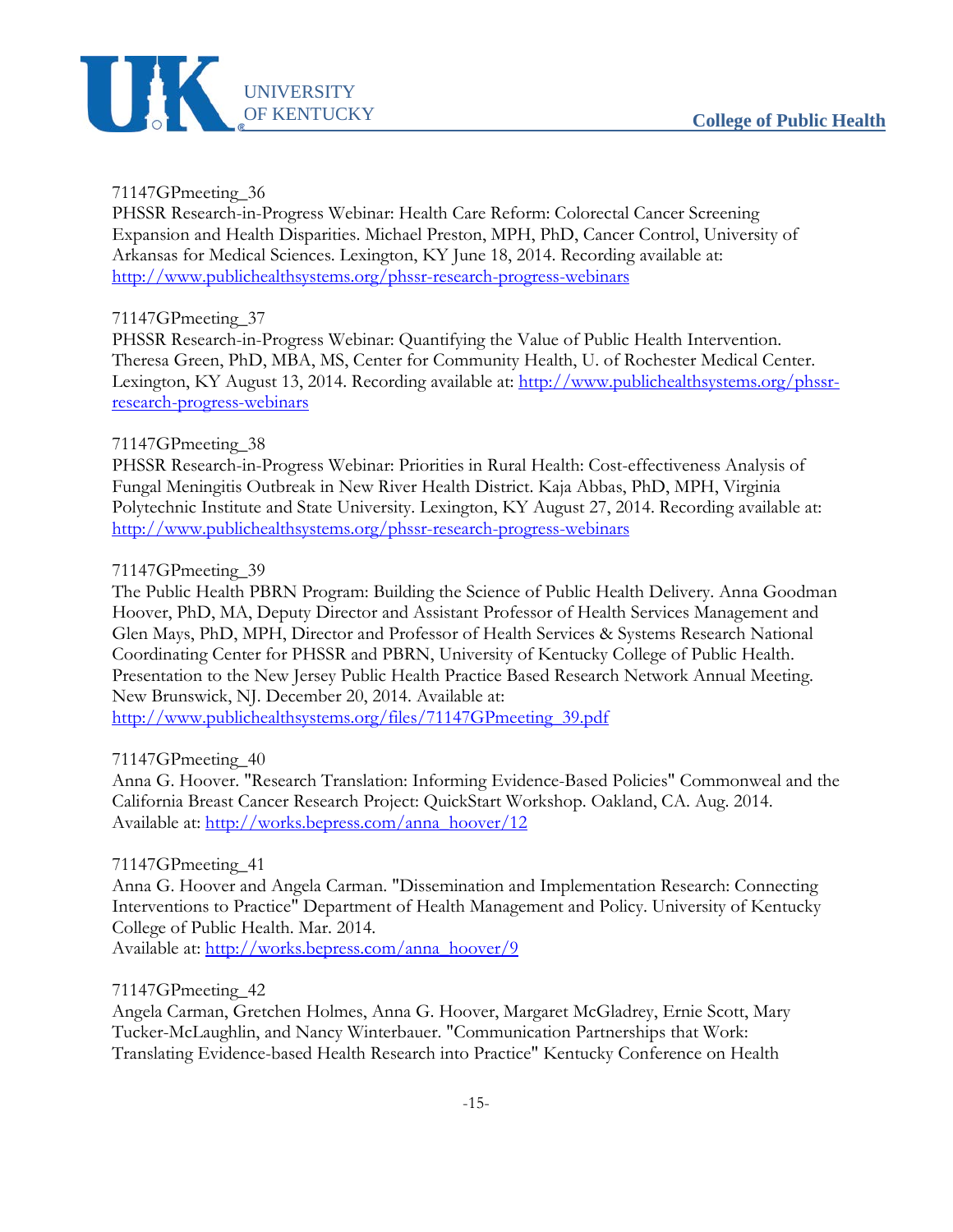71147GPmeeting_36
PHSSR Research-in-Progress Webinar: Health Care Reform: Colorectal Cancer Screening Expansion and Health Disparities. Michael Preston, MPH, PhD, Cancer Control, University of Arkansas for Medical Sciences. Lexington, KY June 18, 2014. Recording available at: http://www.publichealthsystems.org/phssr-research-progress-webinars

71147GPmeeting_37
PHSSR Research-in-Progress Webinar: Quantifying the Value of Public Health Intervention. Theresa Green, PhD, MBA, MS, Center for Community Health, U. of Rochester Medical Center. Lexington, KY August 13, 2014. Recording available at: http://www.publichealthsystems.org/phssr-research-progress-webinars

71147GPmeeting_38
PHSSR Research-in-Progress Webinar: Priorities in Rural Health: Cost-effectiveness Analysis of Fungal Meningitis Outbreak in New River Health District. Kaja Abbas, PhD, MPH, Virginia Polytechnic Institute and State University. Lexington, KY August 27, 2014. Recording available at: http://www.publichealthsystems.org/phssr-research-progress-webinars

71147GPmeeting_39
The Public Health PBRN Program: Building the Science of Public Health Delivery. Anna Goodman Hoover, PhD, MA, Deputy Director and Assistant Professor of Health Services Management and Glen Mays, PhD, MPH, Director and Professor of Health Services & Systems Research National Coordinating Center for PHSSR and PBRN, University of Kentucky College of Public Health. Presentation to the New Jersey Public Health Practice Based Research Network Annual Meeting. New Brunswick, NJ. December 20, 2014. Available at: http://www.publichealthsystems.org/files/71147GPmeeting_39.pdf

71147GPmeeting_40
Anna G. Hoover. "Research Translation: Informing Evidence-Based Policies" Commonweal and the California Breast Cancer Research Project: QuickStart Workshop. Oakland, CA. Aug. 2014. Available at: http://works.bepress.com/anna_hoover/12

71147GPmeeting_41
Anna G. Hoover and Angela Carman. "Dissemination and Implementation Research: Connecting Interventions to Practice" Department of Health Management and Policy. University of Kentucky College of Public Health. Mar. 2014.
Available at: http://works.bepress.com/anna_hoover/9

71147GPmeeting_42
Angela Carman, Gretchen Holmes, Anna G. Hoover, Margaret McGladrey, Ernie Scott, Mary Tucker-McLaughlin, and Nancy Winterbauer. "Communication Partnerships that Work: Translating Evidence-based Health Research into Practice" Kentucky Conference on Health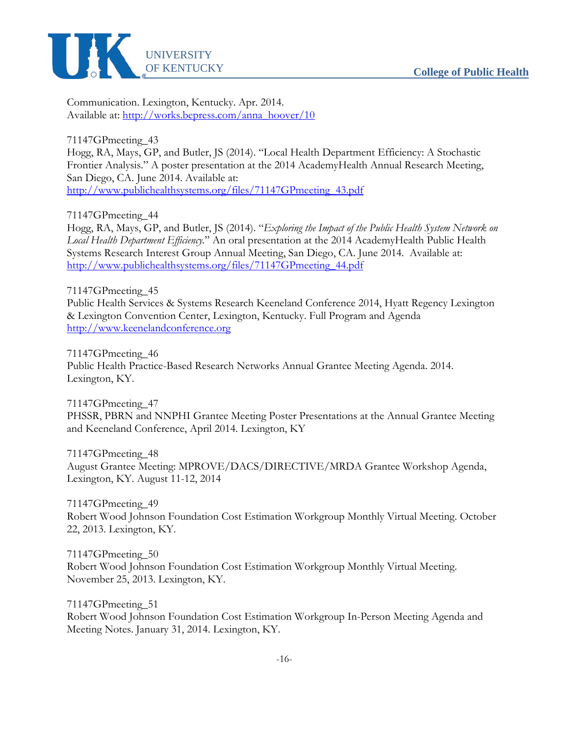Communication. Lexington, Kentucky. Apr. 2014.
Available at: http://works.bepress.com/anna_hoover/10

71147GPmeeting_43
Hogg, RA, Mays, GP, and Butler, JS (2014). "Local Health Department Efficiency: A Stochastic Frontier Analysis." A poster presentation at the 2014 AcademyHealth Annual Research Meeting, San Diego, CA. June 2014. Available at:
http://www.publichealthsystems.org/files/71147GPmeeting_43.pdf

71147GPmeeting_44
Hogg, RA, Mays, GP, and Butler, JS (2014). "*Exploring the Impact of the Public Health System Network on Local Health Department Efficiency.*" An oral presentation at the 2014 AcademyHealth Public Health Systems Research Interest Group Annual Meeting, San Diego, CA. June 2014. Available at:
http://www.publichealthsystems.org/files/71147GPmeeting_44.pdf

71147GPmeeting_45
Public Health Services & Systems Research Keeneland Conference 2014, Hyatt Regency Lexington & Lexington Convention Center, Lexington, Kentucky. Full Program and Agenda
http://www.keenelandconference.org

71147GPmeeting_46
Public Health Practice-Based Research Networks Annual Grantee Meeting Agenda. 2014. Lexington, KY.

71147GPmeeting_47
PHSSR, PBRN and NNPHI Grantee Meeting Poster Presentations at the Annual Grantee Meeting and Keeneland Conference, April 2014. Lexington, KY

71147GPmeeting_48
August Grantee Meeting: MPROVE/DACS/DIRECTIVE/MRDA Grantee Workshop Agenda, Lexington, KY. August 11-12, 2014

71147GPmeeting_49
Robert Wood Johnson Foundation Cost Estimation Workgroup Monthly Virtual Meeting. October 22, 2013. Lexington, KY.

71147GPmeeting_50
Robert Wood Johnson Foundation Cost Estimation Workgroup Monthly Virtual Meeting. November 25, 2013. Lexington, KY.

71147GPmeeting_51
Robert Wood Johnson Foundation Cost Estimation Workgroup In-Person Meeting Agenda and Meeting Notes. January 31, 2014. Lexington, KY.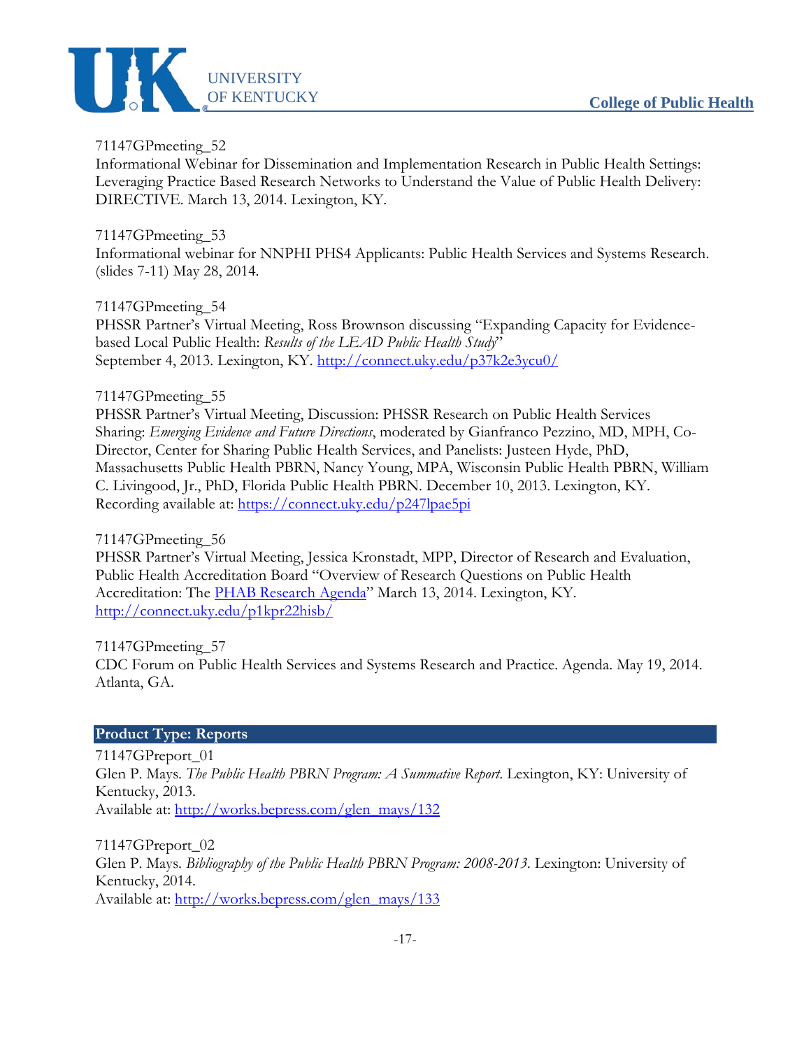71147GPmeeting_52
Informational Webinar for Dissemination and Implementation Research in Public Health Settings: Leveraging Practice Based Research Networks to Understand the Value of Public Health Delivery: DIRECTIVE. March 13, 2014. Lexington, KY.

71147GPmeeting_53
Informational webinar for NNPHI PHS4 Applicants: Public Health Services and Systems Research. (slides 7-11) May 28, 2014.

71147GPmeeting_54
PHSSR Partner's Virtual Meeting, Ross Brownson discussing "Expanding Capacity for Evidence-based Local Public Health: *Results of the LEAD Public Health Study*"
September 4, 2013. Lexington, KY. [http://connect.uky.edu/p37k2e3ycu0/](http://connect.uky.edu/p37k2e3ycu0/)

71147GPmeeting_55
PHSSR Partner's Virtual Meeting, Discussion: PHSSR Research on Public Health Services Sharing: *Emerging Evidence and Future Directions*, moderated by Gianfranco Pezzino, MD, MPH, Co-Director, Center for Sharing Public Health Services, and Panelists: Justeen Hyde, PhD, Massachusetts Public Health PBRN, Nancy Young, MPA, Wisconsin Public Health PBRN, William C. Livingood, Jr., PhD, Florida Public Health PBRN. December 10, 2013. Lexington, KY. Recording available at: [https://connect.uky.edu/p247lpae5pi](https://connect.uky.edu/p247lpae5pi)

71147GPmeeting_56
PHSSR Partner's Virtual Meeting, Jessica Kronstadt, MPP, Director of Research and Evaluation, Public Health Accreditation Board "Overview of Research Questions on Public Health Accreditation: The PHAB Research Agenda" March 13, 2014. Lexington, KY.
[http://connect.uky.edu/p1kpr22hisb/](http://connect.uky.edu/p1kpr22hisb/)

71147GPmeeting_57
CDC Forum on Public Health Services and Systems Research and Practice. Agenda. May 19, 2014. Atlanta, GA.

## Product Type: Reports

71147GPreport_01
Glen P. Mays. *The Public Health PBRN Program: A Summative Report*. Lexington, KY: University of Kentucky, 2013.
Available at: [http://works.bepress.com/glen_mays/132](http://works.bepress.com/glen_mays/132)

71147GPreport_02
Glen P. Mays. *Bibliography of the Public Health PBRN Program: 2008-2013*. Lexington: University of Kentucky, 2014.
Available at: [http://works.bepress.com/glen_mays/133](http://works.bepress.com/glen_mays/133)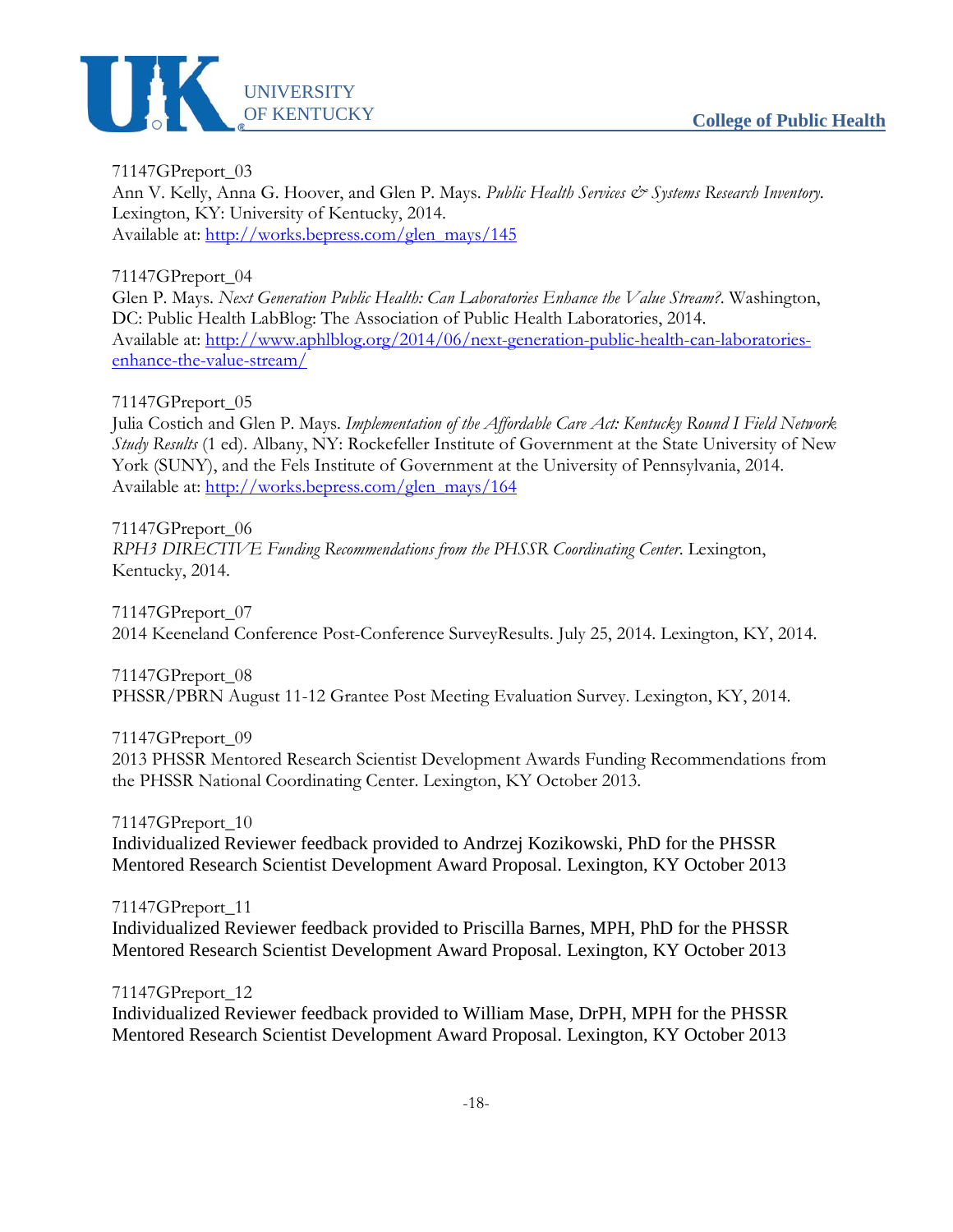71147GPreport_03
Ann V. Kelly, Anna G. Hoover, and Glen P. Mays. *Public Health Services & Systems Research Inventory*. Lexington, KY: University of Kentucky, 2014.
Available at: [http://works.bepress.com/glen_mays/145](http://works.bepress.com/glen_mays/145)

71147GPreport_04
Glen P. Mays. *Next Generation Public Health: Can Laboratories Enhance the Value Stream?*. Washington, DC: Public Health LabBlog: The Association of Public Health Laboratories, 2014.
Available at: [http://www.aphlblog.org/2014/06/next-generation-public-health-can-laboratories-enhance-the-value-stream/](http://www.aphlblog.org/2014/06/next-generation-public-health-can-laboratories-enhance-the-value-stream/)

71147GPreport_05
Julia Costich and Glen P. Mays. *Implementation of the Affordable Care Act: Kentucky Round I Field Network Study Results* (1 ed). Albany, NY: Rockefeller Institute of Government at the State University of New York (SUNY), and the Fels Institute of Government at the University of Pennsylvania, 2014.
Available at: [http://works.bepress.com/glen_mays/164](http://works.bepress.com/glen_mays/164)

71147GPreport_06
*RPH3 DIRECTIVE Funding Recommendations from the PHSSR Coordinating Center*. Lexington, Kentucky, 2014.

71147GPreport_07
2014 Keeneland Conference Post-Conference SurveyResults. July 25, 2014. Lexington, KY, 2014.

71147GPreport_08
PHSSR/PBRN August 11-12 Grantee Post Meeting Evaluation Survey. Lexington, KY, 2014.

71147GPreport_09
2013 PHSSR Mentored Research Scientist Development Awards Funding Recommendations from the PHSSR National Coordinating Center. Lexington, KY October 2013.

71147GPreport_10
Individualized Reviewer feedback provided to Andrzej Kozikowski, PhD for the PHSSR Mentored Research Scientist Development Award Proposal. Lexington, KY October 2013

71147GPreport_11
Individualized Reviewer feedback provided to Priscilla Barnes, MPH, PhD for the PHSSR Mentored Research Scientist Development Award Proposal. Lexington, KY October 2013

71147GPreport_12
Individualized Reviewer feedback provided to William Mase, DrPH, MPH for the PHSSR Mentored Research Scientist Development Award Proposal. Lexington, KY October 2013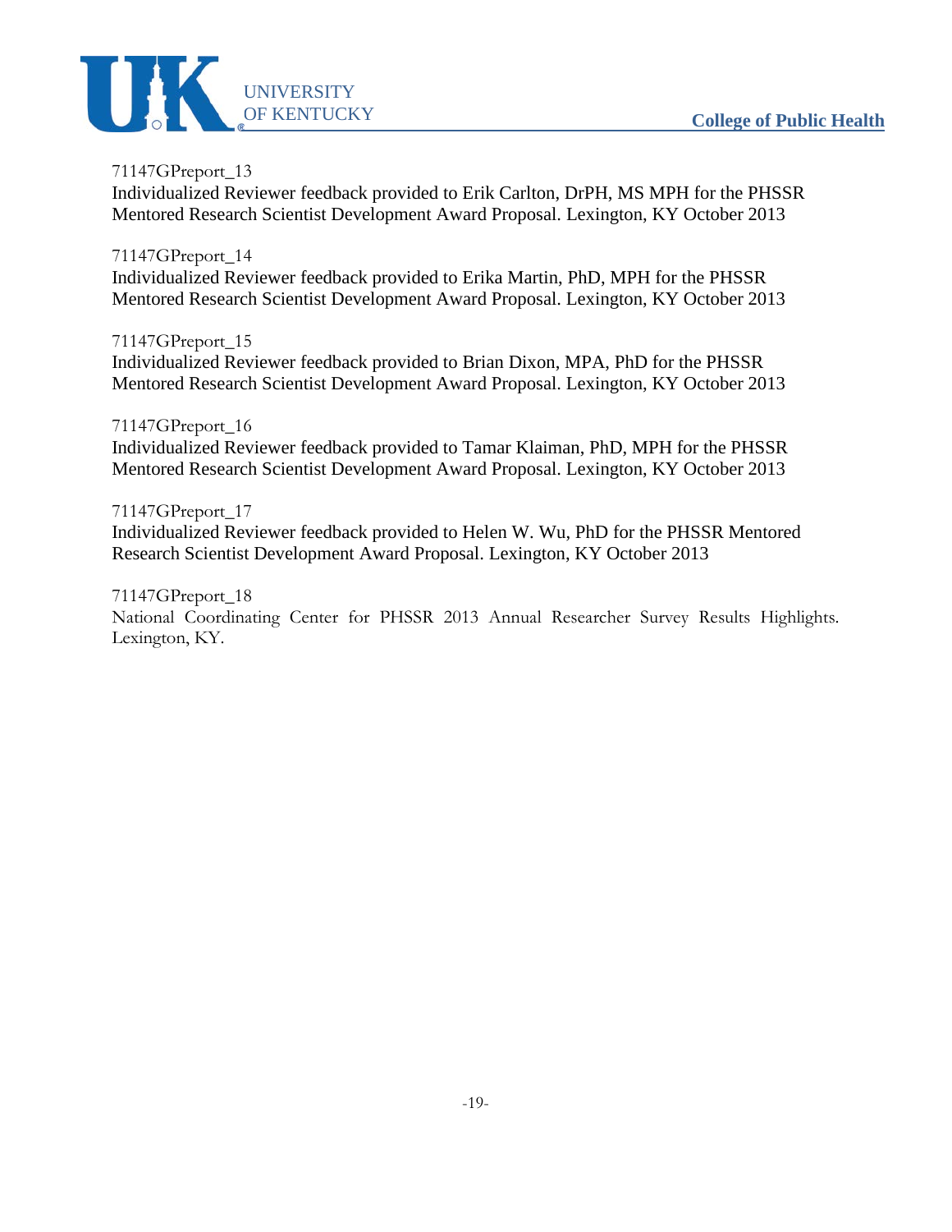71147GPreport_13
Individualized Reviewer feedback provided to Erik Carlton, DrPH, MS MPH for the PHSSR Mentored Research Scientist Development Award Proposal. Lexington, KY October 2013

71147GPreport_14
Individualized Reviewer feedback provided to Erika Martin, PhD, MPH for the PHSSR Mentored Research Scientist Development Award Proposal. Lexington, KY October 2013

71147GPreport_15
Individualized Reviewer feedback provided to Brian Dixon, MPA, PhD for the PHSSR Mentored Research Scientist Development Award Proposal. Lexington, KY October 2013

71147GPreport_16
Individualized Reviewer feedback provided to Tamar Klaiman, PhD, MPH for the PHSSR Mentored Research Scientist Development Award Proposal. Lexington, KY October 2013

71147GPreport_17
Individualized Reviewer feedback provided to Helen W. Wu, PhD for the PHSSR Mentored Research Scientist Development Award Proposal. Lexington, KY October 2013

71147GPreport_18
National Coordinating Center for PHSSR 2013 Annual Researcher Survey Results Highlights. Lexington, KY.